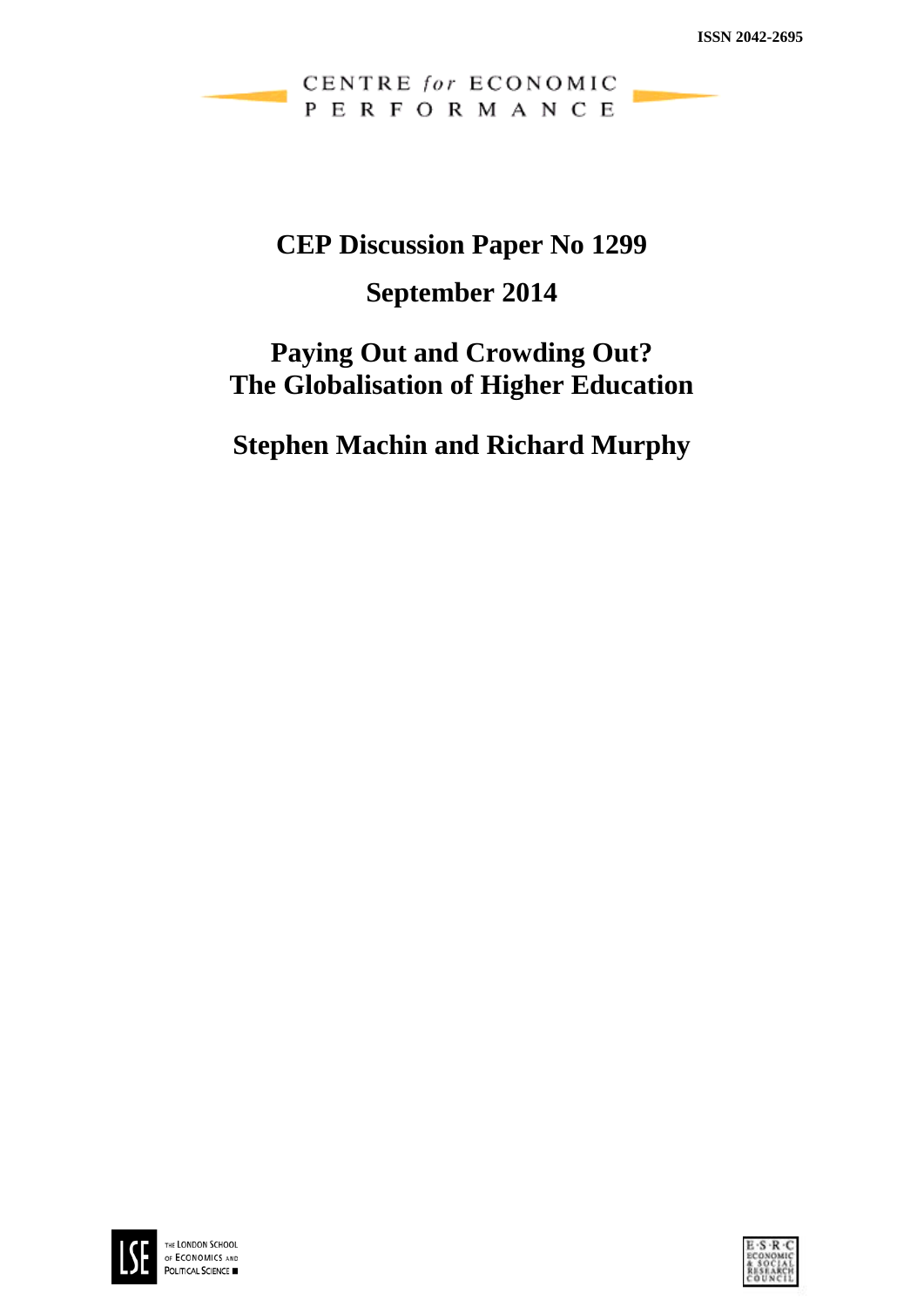ISSN 2042-2695

CENTRE *for* ECONOMIC PERFORMANCE

# CEP Discussion Paper No 1299

## September 2014

# Paying Out and Crowding Out? The Globalisation of Higher Education

## Stephen Machin and Richard Murphy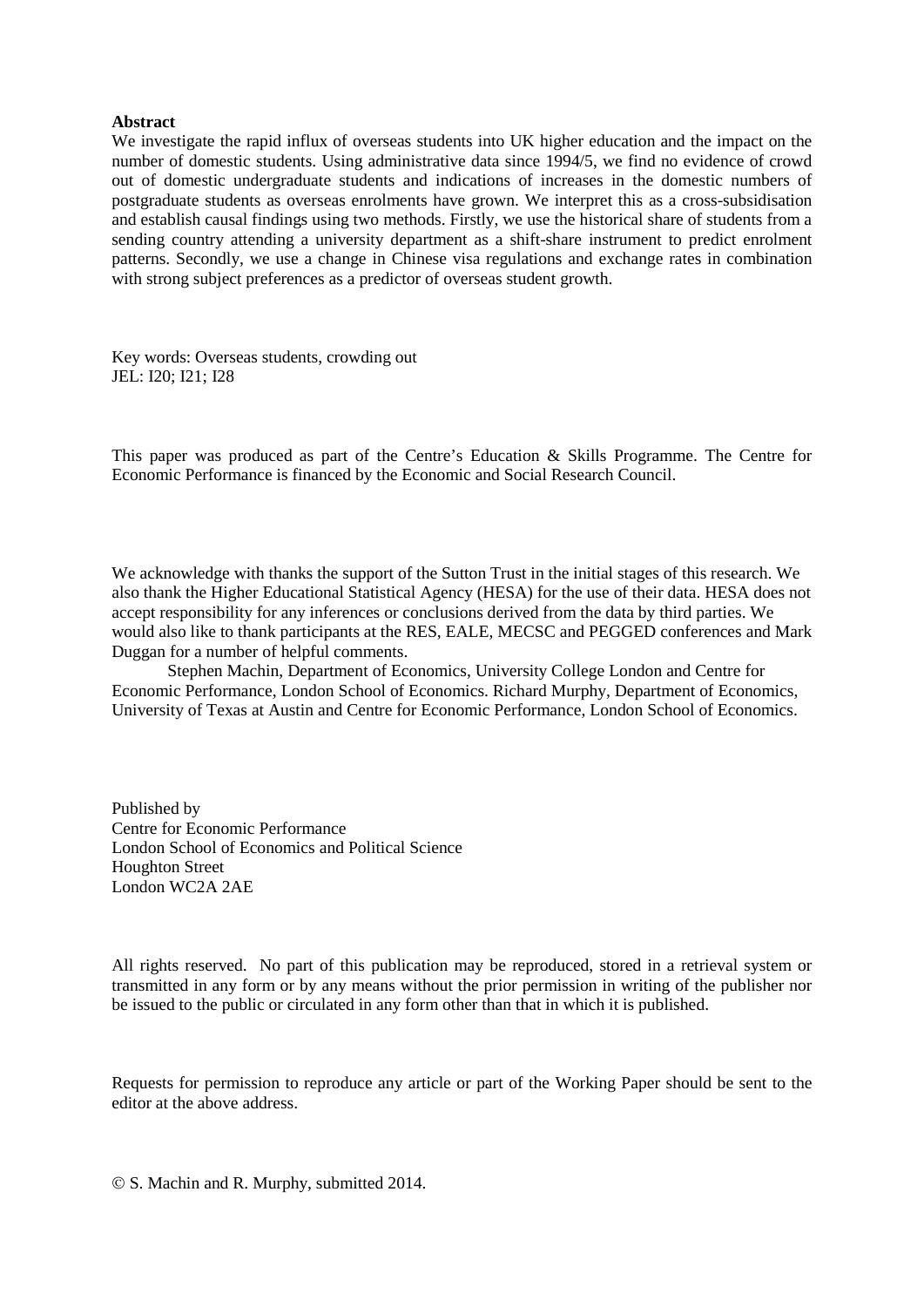**Abstract**

We investigate the rapid influx of overseas students into UK higher education and the impact on the number of domestic students. Using administrative data since 1994/5, we find no evidence of crowd out of domestic undergraduate students and indications of increases in the domestic numbers of postgraduate students as overseas enrolments have grown. We interpret this as a cross-subsidisation and establish causal findings using two methods. Firstly, we use the historical share of students from a sending country attending a university department as a shift-share instrument to predict enrolment patterns. Secondly, we use a change in Chinese visa regulations and exchange rates in combination with strong subject preferences as a predictor of overseas student growth.

Key words: Overseas students, crowding out
JEL: I20; I21; I28

This paper was produced as part of the Centre's Education & Skills Programme. The Centre for Economic Performance is financed by the Economic and Social Research Council.

We acknowledge with thanks the support of the Sutton Trust in the initial stages of this research. We also thank the Higher Educational Statistical Agency (HESA) for the use of their data. HESA does not accept responsibility for any inferences or conclusions derived from the data by third parties. We would also like to thank participants at the RES, EALE, MECSC and PEGGED conferences and Mark Duggan for a number of helpful comments.

Stephen Machin, Department of Economics, University College London and Centre for Economic Performance, London School of Economics. Richard Murphy, Department of Economics, University of Texas at Austin and Centre for Economic Performance, London School of Economics.

Published by
Centre for Economic Performance
London School of Economics and Political Science
Houghton Street
London WC2A 2AE

All rights reserved. No part of this publication may be reproduced, stored in a retrieval system or transmitted in any form or by any means without the prior permission in writing of the publisher nor be issued to the public or circulated in any form other than that in which it is published.

Requests for permission to reproduce any article or part of the Working Paper should be sent to the editor at the above address.

© S. Machin and R. Murphy, submitted 2014.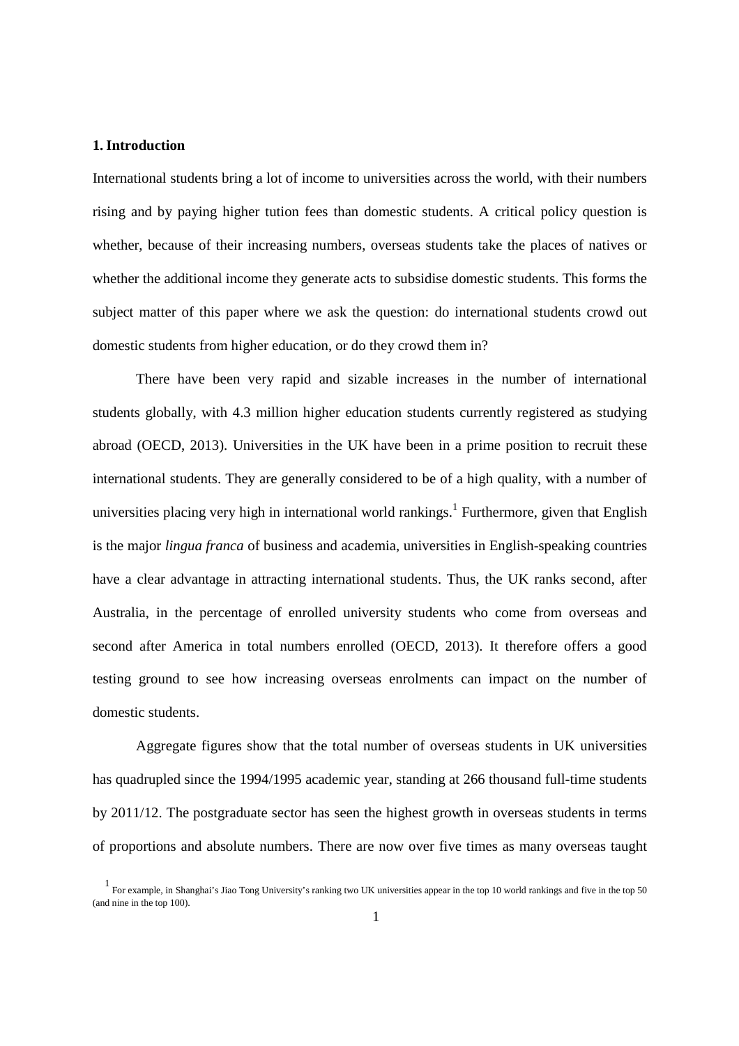## 1. Introduction

International students bring a lot of income to universities across the world, with their numbers rising and by paying higher tution fees than domestic students. A critical policy question is whether, because of their increasing numbers, overseas students take the places of natives or whether the additional income they generate acts to subsidise domestic students. This forms the subject matter of this paper where we ask the question: do international students crowd out domestic students from higher education, or do they crowd them in?

There have been very rapid and sizable increases in the number of international students globally, with 4.3 million higher education students currently registered as studying abroad (OECD, 2013). Universities in the UK have been in a prime position to recruit these international students. They are generally considered to be of a high quality, with a number of universities placing very high in international world rankings.[1] Furthermore, given that English is the major *lingua franca* of business and academia, universities in English-speaking countries have a clear advantage in attracting international students. Thus, the UK ranks second, after Australia, in the percentage of enrolled university students who come from overseas and second after America in total numbers enrolled (OECD, 2013). It therefore offers a good testing ground to see how increasing overseas enrolments can impact on the number of domestic students.

Aggregate figures show that the total number of overseas students in UK universities has quadrupled since the 1994/1995 academic year, standing at 266 thousand full-time students by 2011/12. The postgraduate sector has seen the highest growth in overseas students in terms of proportions and absolute numbers. There are now over five times as many overseas taught

[1] For example, in Shanghai's Jiao Tong University's ranking two UK universities appear in the top 10 world rankings and five in the top 50 (and nine in the top 100).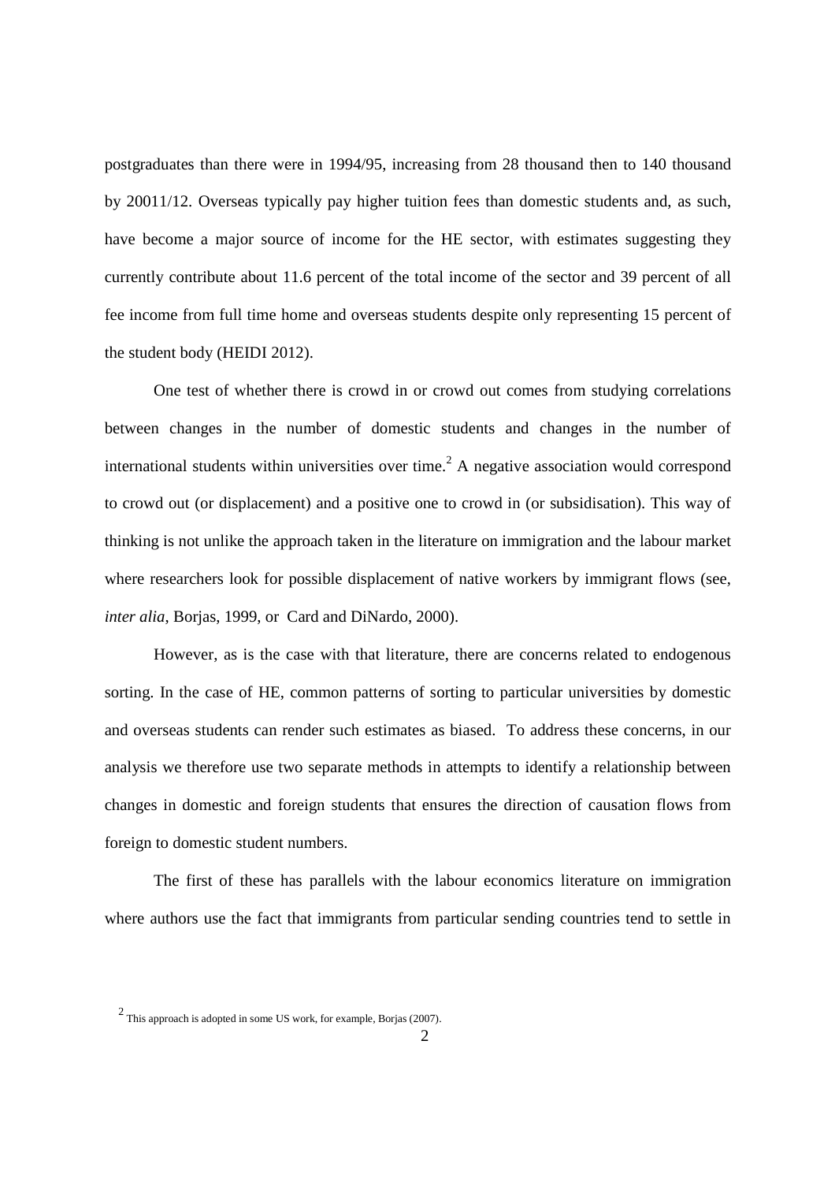postgraduates than there were in 1994/95, increasing from 28 thousand then to 140 thousand by 20011/12. Overseas typically pay higher tuition fees than domestic students and, as such, have become a major source of income for the HE sector, with estimates suggesting they currently contribute about 11.6 percent of the total income of the sector and 39 percent of all fee income from full time home and overseas students despite only representing 15 percent of the student body (HEIDI 2012).

One test of whether there is crowd in or crowd out comes from studying correlations between changes in the number of domestic students and changes in the number of international students within universities over time.[2] A negative association would correspond to crowd out (or displacement) and a positive one to crowd in (or subsidisation). This way of thinking is not unlike the approach taken in the literature on immigration and the labour market where researchers look for possible displacement of native workers by immigrant flows (see, *inter alia*, Borjas, 1999, or Card and DiNardo, 2000).

However, as is the case with that literature, there are concerns related to endogenous sorting. In the case of HE, common patterns of sorting to particular universities by domestic and overseas students can render such estimates as biased. To address these concerns, in our analysis we therefore use two separate methods in attempts to identify a relationship between changes in domestic and foreign students that ensures the direction of causation flows from foreign to domestic student numbers.

The first of these has parallels with the labour economics literature on immigration where authors use the fact that immigrants from particular sending countries tend to settle in

[2] This approach is adopted in some US work, for example, Borjas (2007).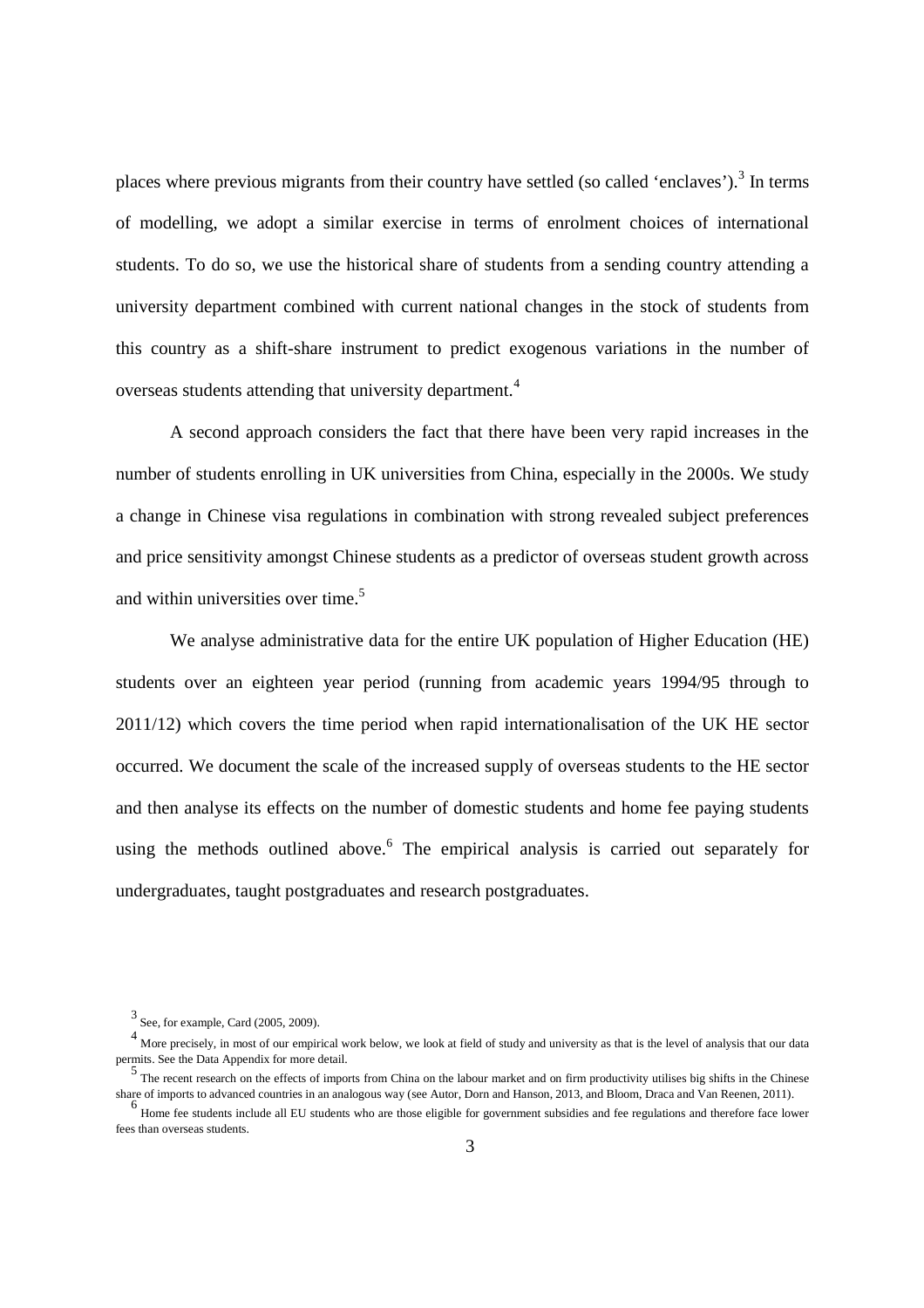places where previous migrants from their country have settled (so called 'enclaves').[3] In terms of modelling, we adopt a similar exercise in terms of enrolment choices of international students. To do so, we use the historical share of students from a sending country attending a university department combined with current national changes in the stock of students from this country as a shift-share instrument to predict exogenous variations in the number of overseas students attending that university department.[4]

A second approach considers the fact that there have been very rapid increases in the number of students enrolling in UK universities from China, especially in the 2000s. We study a change in Chinese visa regulations in combination with strong revealed subject preferences and price sensitivity amongst Chinese students as a predictor of overseas student growth across and within universities over time.[5]

We analyse administrative data for the entire UK population of Higher Education (HE) students over an eighteen year period (running from academic years 1994/95 through to 2011/12) which covers the time period when rapid internationalisation of the UK HE sector occurred. We document the scale of the increased supply of overseas students to the HE sector and then analyse its effects on the number of domestic students and home fee paying students using the methods outlined above.[6] The empirical analysis is carried out separately for undergraduates, taught postgraduates and research postgraduates.

---

[3] See, for example, Card (2005, 2009).

[4] More precisely, in most of our empirical work below, we look at field of study and university as that is the level of analysis that our data permits. See the Data Appendix for more detail.

[5] The recent research on the effects of imports from China on the labour market and on firm productivity utilises big shifts in the Chinese share of imports to advanced countries in an analogous way (see Autor, Dorn and Hanson, 2013, and Bloom, Draca and Van Reenen, 2011).

[6] Home fee students include all EU students who are those eligible for government subsidies and fee regulations and therefore face lower fees than overseas students.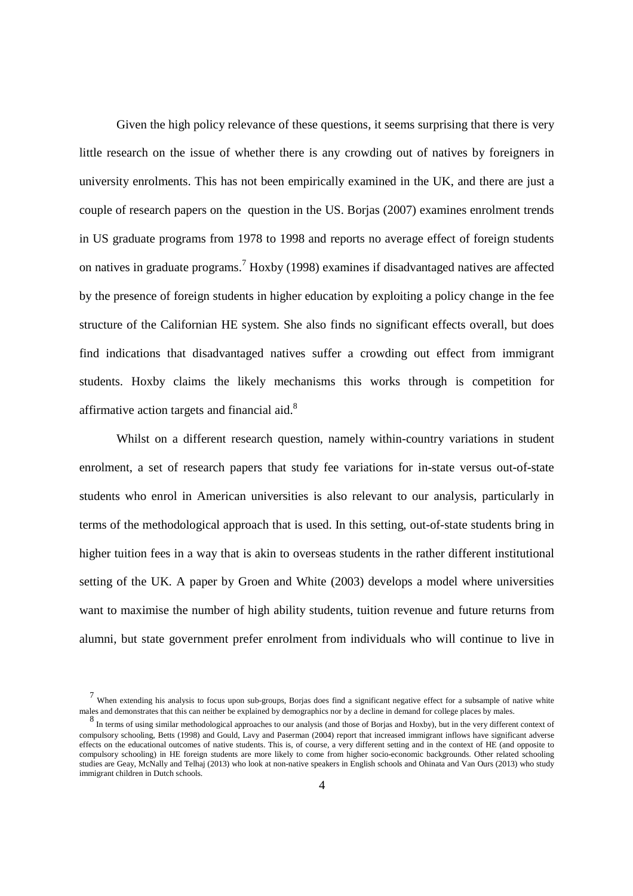Given the high policy relevance of these questions, it seems surprising that there is very little research on the issue of whether there is any crowding out of natives by foreigners in university enrolments. This has not been empirically examined in the UK, and there are just a couple of research papers on the question in the US. Borjas (2007) examines enrolment trends in US graduate programs from 1978 to 1998 and reports no average effect of foreign students on natives in graduate programs.[7] Hoxby (1998) examines if disadvantaged natives are affected by the presence of foreign students in higher education by exploiting a policy change in the fee structure of the Californian HE system. She also finds no significant effects overall, but does find indications that disadvantaged natives suffer a crowding out effect from immigrant students. Hoxby claims the likely mechanisms this works through is competition for affirmative action targets and financial aid.[8]

Whilst on a different research question, namely within-country variations in student enrolment, a set of research papers that study fee variations for in-state versus out-of-state students who enrol in American universities is also relevant to our analysis, particularly in terms of the methodological approach that is used. In this setting, out-of-state students bring in higher tuition fees in a way that is akin to overseas students in the rather different institutional setting of the UK. A paper by Groen and White (2003) develops a model where universities want to maximise the number of high ability students, tuition revenue and future returns from alumni, but state government prefer enrolment from individuals who will continue to live in

[7] When extending his analysis to focus upon sub-groups, Borjas does find a significant negative effect for a subsample of native white males and demonstrates that this can neither be explained by demographics nor by a decline in demand for college places by males.

[8] In terms of using similar methodological approaches to our analysis (and those of Borjas and Hoxby), but in the very different context of compulsory schooling, Betts (1998) and Gould, Lavy and Paserman (2004) report that increased immigrant inflows have significant adverse effects on the educational outcomes of native students. This is, of course, a very different setting and in the context of HE (and opposite to compulsory schooling) in HE foreign students are more likely to come from higher socio-economic backgrounds. Other related schooling studies are Geay, McNally and Telhaj (2013) who look at non-native speakers in English schools and Ohinata and Van Ours (2013) who study immigrant children in Dutch schools.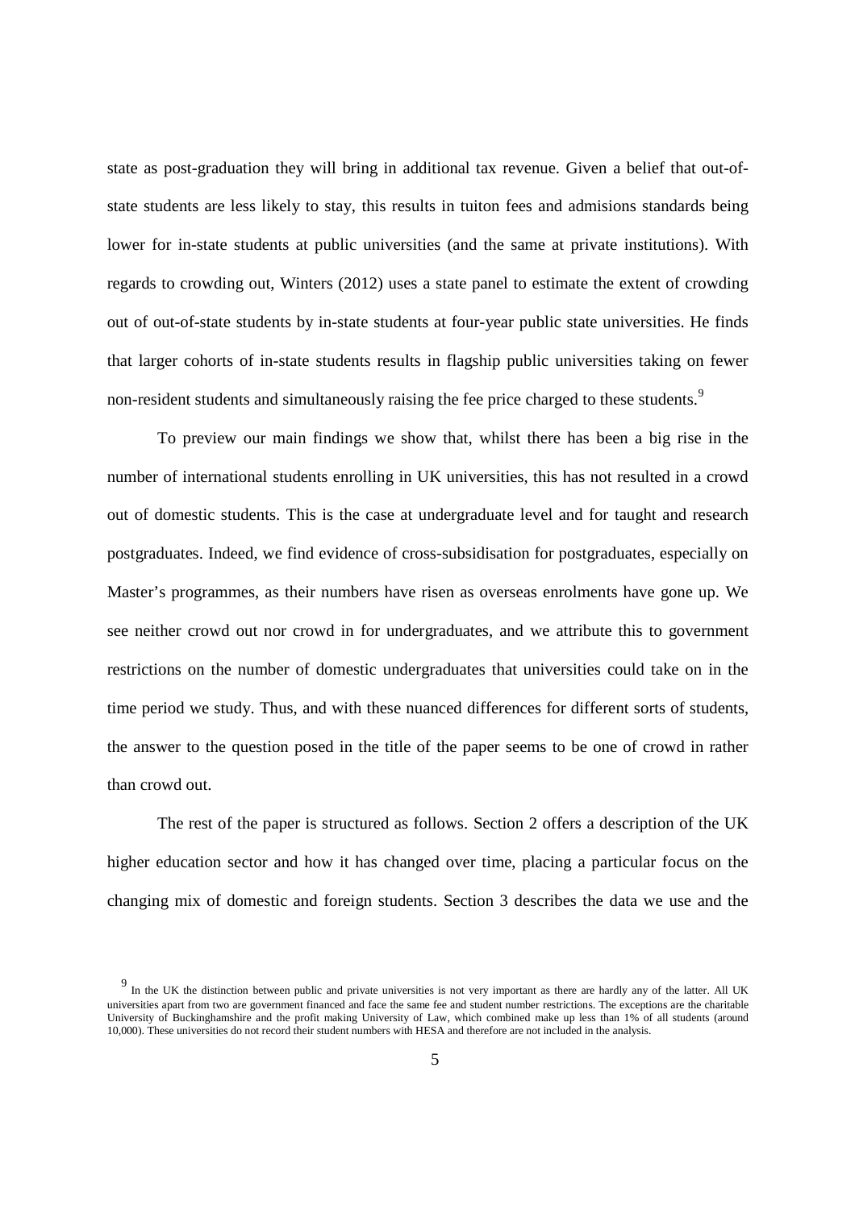state as post-graduation they will bring in additional tax revenue. Given a belief that out-of-state students are less likely to stay, this results in tuiton fees and admisions standards being lower for in-state students at public universities (and the same at private institutions). With regards to crowding out, Winters (2012) uses a state panel to estimate the extent of crowding out of out-of-state students by in-state students at four-year public state universities. He finds that larger cohorts of in-state students results in flagship public universities taking on fewer non-resident students and simultaneously raising the fee price charged to these students.[9]

To preview our main findings we show that, whilst there has been a big rise in the number of international students enrolling in UK universities, this has not resulted in a crowd out of domestic students. This is the case at undergraduate level and for taught and research postgraduates. Indeed, we find evidence of cross-subsidisation for postgraduates, especially on Master's programmes, as their numbers have risen as overseas enrolments have gone up. We see neither crowd out nor crowd in for undergraduates, and we attribute this to government restrictions on the number of domestic undergraduates that universities could take on in the time period we study. Thus, and with these nuanced differences for different sorts of students, the answer to the question posed in the title of the paper seems to be one of crowd in rather than crowd out.

The rest of the paper is structured as follows. Section 2 offers a description of the UK higher education sector and how it has changed over time, placing a particular focus on the changing mix of domestic and foreign students. Section 3 describes the data we use and the

[9] In the UK the distinction between public and private universities is not very important as there are hardly any of the latter. All UK universities apart from two are government financed and face the same fee and student number restrictions. The exceptions are the charitable University of Buckinghamshire and the profit making University of Law, which combined make up less than 1% of all students (around 10,000). These universities do not record their student numbers with HESA and therefore are not included in the analysis.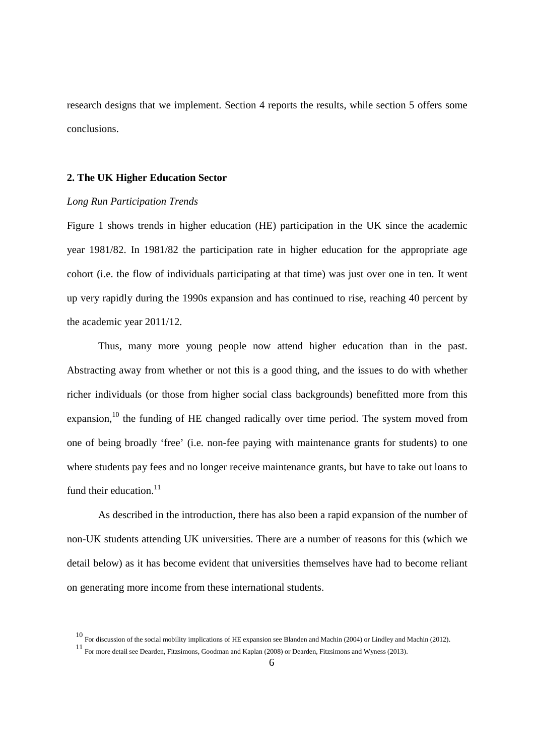research designs that we implement. Section 4 reports the results, while section 5 offers some conclusions.

## 2. The UK Higher Education Sector

*Long Run Participation Trends*

Figure 1 shows trends in higher education (HE) participation in the UK since the academic year 1981/82. In 1981/82 the participation rate in higher education for the appropriate age cohort (i.e. the flow of individuals participating at that time) was just over one in ten. It went up very rapidly during the 1990s expansion and has continued to rise, reaching 40 percent by the academic year 2011/12.

Thus, many more young people now attend higher education than in the past. Abstracting away from whether or not this is a good thing, and the issues to do with whether richer individuals (or those from higher social class backgrounds) benefitted more from this expansion,[10] the funding of HE changed radically over time period. The system moved from one of being broadly 'free' (i.e. non-fee paying with maintenance grants for students) to one where students pay fees and no longer receive maintenance grants, but have to take out loans to fund their education.[11]

As described in the introduction, there has also been a rapid expansion of the number of non-UK students attending UK universities. There are a number of reasons for this (which we detail below) as it has become evident that universities themselves have had to become reliant on generating more income from these international students.

[10] For discussion of the social mobility implications of HE expansion see Blanden and Machin (2004) or Lindley and Machin (2012).

[11] For more detail see Dearden, Fitzsimons, Goodman and Kaplan (2008) or Dearden, Fitzsimons and Wyness (2013).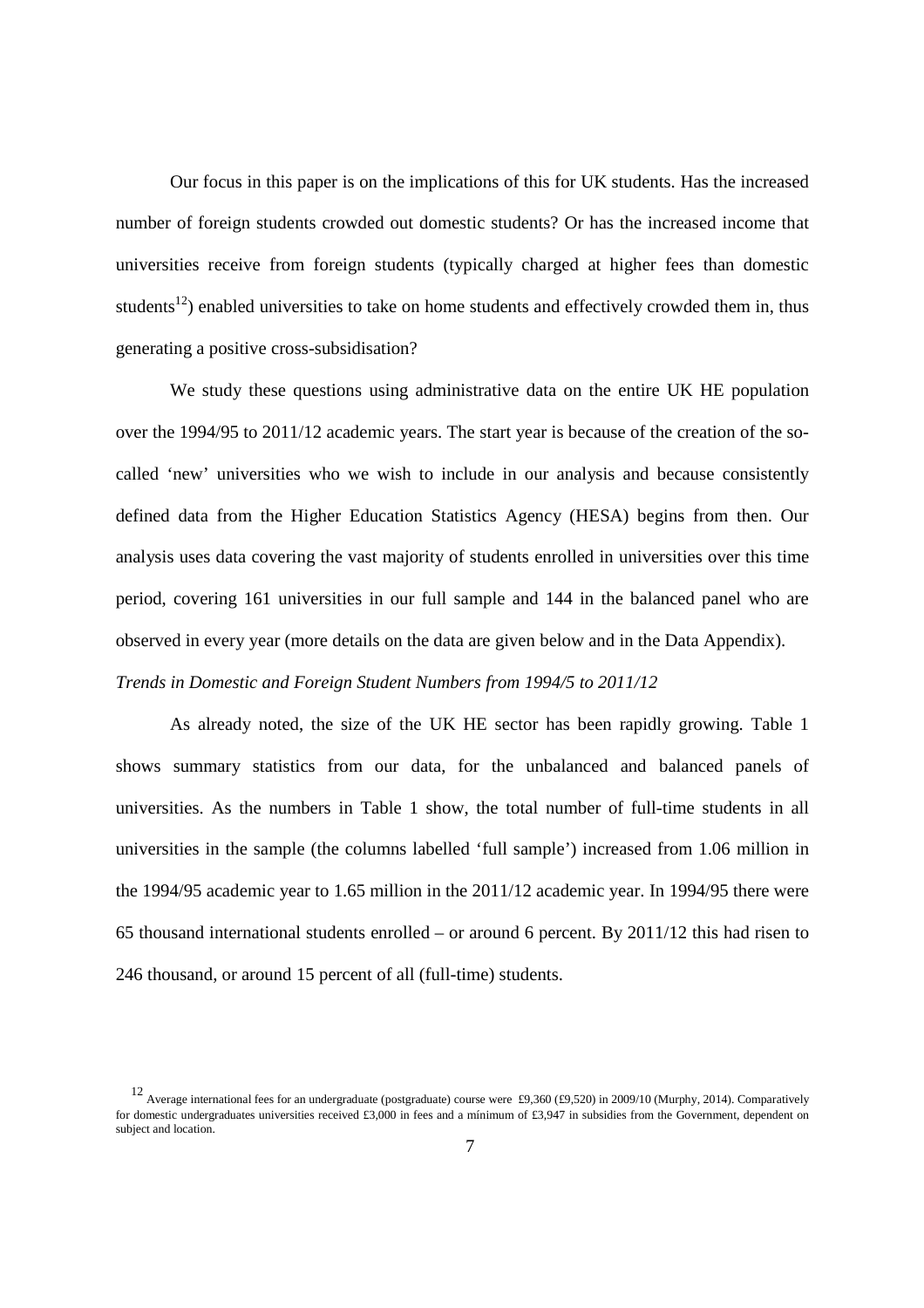Our focus in this paper is on the implications of this for UK students. Has the increased number of foreign students crowded out domestic students? Or has the increased income that universities receive from foreign students (typically charged at higher fees than domestic students[12]) enabled universities to take on home students and effectively crowded them in, thus generating a positive cross-subsidisation?

We study these questions using administrative data on the entire UK HE population over the 1994/95 to 2011/12 academic years. The start year is because of the creation of the so-called 'new' universities who we wish to include in our analysis and because consistently defined data from the Higher Education Statistics Agency (HESA) begins from then. Our analysis uses data covering the vast majority of students enrolled in universities over this time period, covering 161 universities in our full sample and 144 in the balanced panel who are observed in every year (more details on the data are given below and in the Data Appendix).

*Trends in Domestic and Foreign Student Numbers from 1994/5 to 2011/12*

As already noted, the size of the UK HE sector has been rapidly growing. Table 1 shows summary statistics from our data, for the unbalanced and balanced panels of universities. As the numbers in Table 1 show, the total number of full-time students in all universities in the sample (the columns labelled 'full sample') increased from 1.06 million in the 1994/95 academic year to 1.65 million in the 2011/12 academic year. In 1994/95 there were 65 thousand international students enrolled – or around 6 percent. By 2011/12 this had risen to 246 thousand, or around 15 percent of all (full-time) students.

[12] Average international fees for an undergraduate (postgraduate) course were £9,360 (£9,520) in 2009/10 (Murphy, 2014). Comparatively for domestic undergraduates universities received £3,000 in fees and a minimum of £3,947 in subsidies from the Government, dependent on subject and location.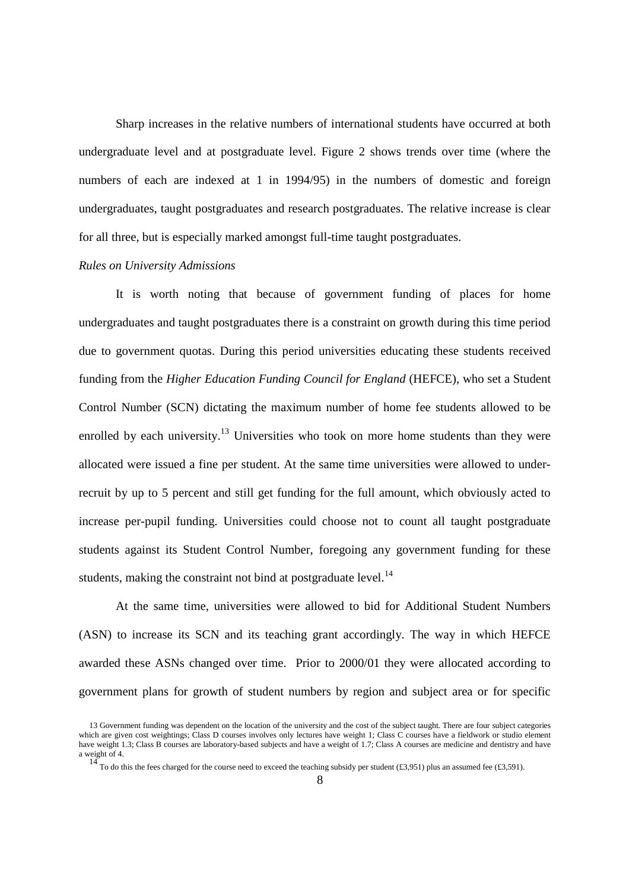Sharp increases in the relative numbers of international students have occurred at both undergraduate level and at postgraduate level. Figure 2 shows trends over time (where the numbers of each are indexed at 1 in 1994/95) in the numbers of domestic and foreign undergraduates, taught postgraduates and research postgraduates. The relative increase is clear for all three, but is especially marked amongst full-time taught postgraduates.

*Rules on University Admissions*

It is worth noting that because of government funding of places for home undergraduates and taught postgraduates there is a constraint on growth during this time period due to government quotas. During this period universities educating these students received funding from the *Higher Education Funding Council for England* (HEFCE), who set a Student Control Number (SCN) dictating the maximum number of home fee students allowed to be enrolled by each university.[13] Universities who took on more home students than they were allocated were issued a fine per student. At the same time universities were allowed to under-recruit by up to 5 percent and still get funding for the full amount, which obviously acted to increase per-pupil funding. Universities could choose not to count all taught postgraduate students against its Student Control Number, foregoing any government funding for these students, making the constraint not bind at postgraduate level.[14]

At the same time, universities were allowed to bid for Additional Student Numbers (ASN) to increase its SCN and its teaching grant accordingly. The way in which HEFCE awarded these ASNs changed over time. Prior to 2000/01 they were allocated according to government plans for growth of student numbers by region and subject area or for specific

13 Government funding was dependent on the location of the university and the cost of the subject taught. There are four subject categories which are given cost weightings; Class D courses involves only lectures have weight 1; Class C courses have a fieldwork or studio element have weight 1.3; Class B courses are laboratory-based subjects and have a weight of 1.7; Class A courses are medicine and dentistry and have a weight of 4.

14 To do this the fees charged for the course need to exceed the teaching subsidy per student (£3,951) plus an assumed fee (£3,591).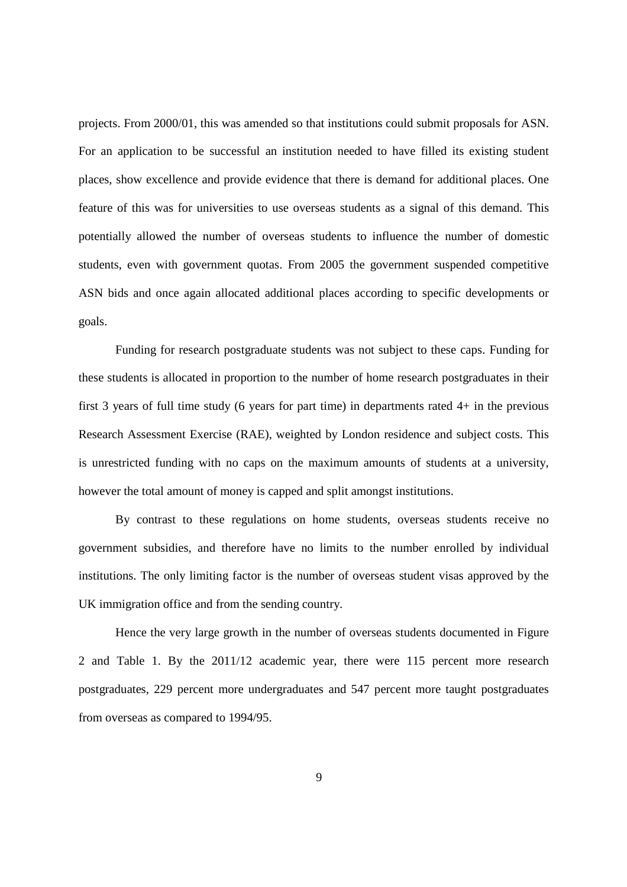projects. From 2000/01, this was amended so that institutions could submit proposals for ASN. For an application to be successful an institution needed to have filled its existing student places, show excellence and provide evidence that there is demand for additional places. One feature of this was for universities to use overseas students as a signal of this demand. This potentially allowed the number of overseas students to influence the number of domestic students, even with government quotas. From 2005 the government suspended competitive ASN bids and once again allocated additional places according to specific developments or goals.

Funding for research postgraduate students was not subject to these caps. Funding for these students is allocated in proportion to the number of home research postgraduates in their first 3 years of full time study (6 years for part time) in departments rated 4+ in the previous Research Assessment Exercise (RAE), weighted by London residence and subject costs. This is unrestricted funding with no caps on the maximum amounts of students at a university, however the total amount of money is capped and split amongst institutions.

By contrast to these regulations on home students, overseas students receive no government subsidies, and therefore have no limits to the number enrolled by individual institutions. The only limiting factor is the number of overseas student visas approved by the UK immigration office and from the sending country.

Hence the very large growth in the number of overseas students documented in Figure 2 and Table 1. By the 2011/12 academic year, there were 115 percent more research postgraduates, 229 percent more undergraduates and 547 percent more taught postgraduates from overseas as compared to 1994/95.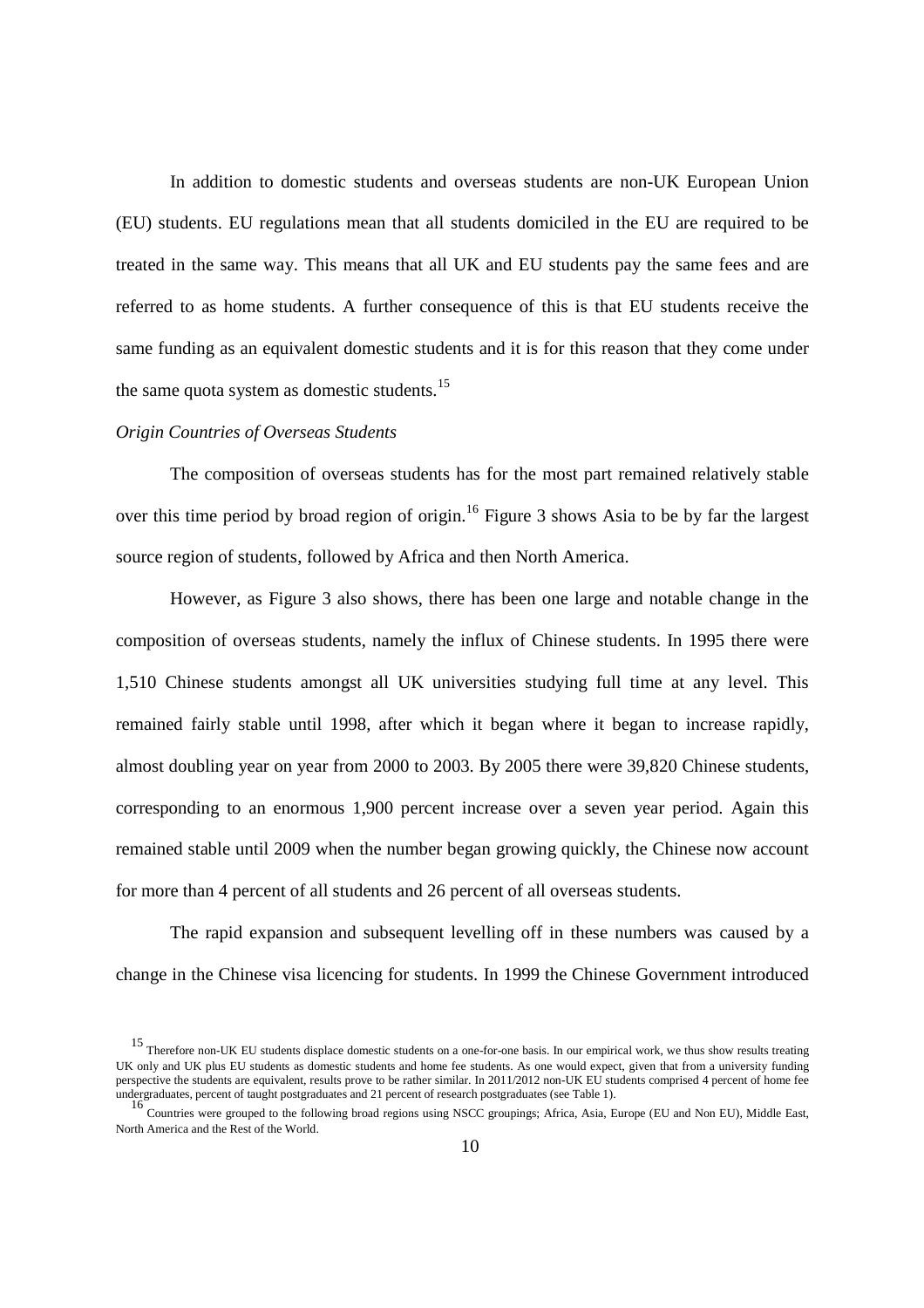In addition to domestic students and overseas students are non-UK European Union (EU) students. EU regulations mean that all students domiciled in the EU are required to be treated in the same way. This means that all UK and EU students pay the same fees and are referred to as home students. A further consequence of this is that EU students receive the same funding as an equivalent domestic students and it is for this reason that they come under the same quota system as domestic students.[15]

*Origin Countries of Overseas Students*

The composition of overseas students has for the most part remained relatively stable over this time period by broad region of origin.[16] Figure 3 shows Asia to be by far the largest source region of students, followed by Africa and then North America.

However, as Figure 3 also shows, there has been one large and notable change in the composition of overseas students, namely the influx of Chinese students. In 1995 there were 1,510 Chinese students amongst all UK universities studying full time at any level. This remained fairly stable until 1998, after which it began where it began to increase rapidly, almost doubling year on year from 2000 to 2003. By 2005 there were 39,820 Chinese students, corresponding to an enormous 1,900 percent increase over a seven year period. Again this remained stable until 2009 when the number began growing quickly, the Chinese now account for more than 4 percent of all students and 26 percent of all overseas students.

The rapid expansion and subsequent levelling off in these numbers was caused by a change in the Chinese visa licencing for students. In 1999 the Chinese Government introduced

[15] Therefore non-UK EU students displace domestic students on a one-for-one basis. In our empirical work, we thus show results treating UK only and UK plus EU students as domestic students and home fee students. As one would expect, given that from a university funding perspective the students are equivalent, results prove to be rather similar. In 2011/2012 non-UK EU students comprised 4 percent of home fee undergraduates, percent of taught postgraduates and 21 percent of research postgraduates (see Table 1).

[16] Countries were grouped to the following broad regions using NSCC groupings; Africa, Asia, Europe (EU and Non EU), Middle East, North America and the Rest of the World.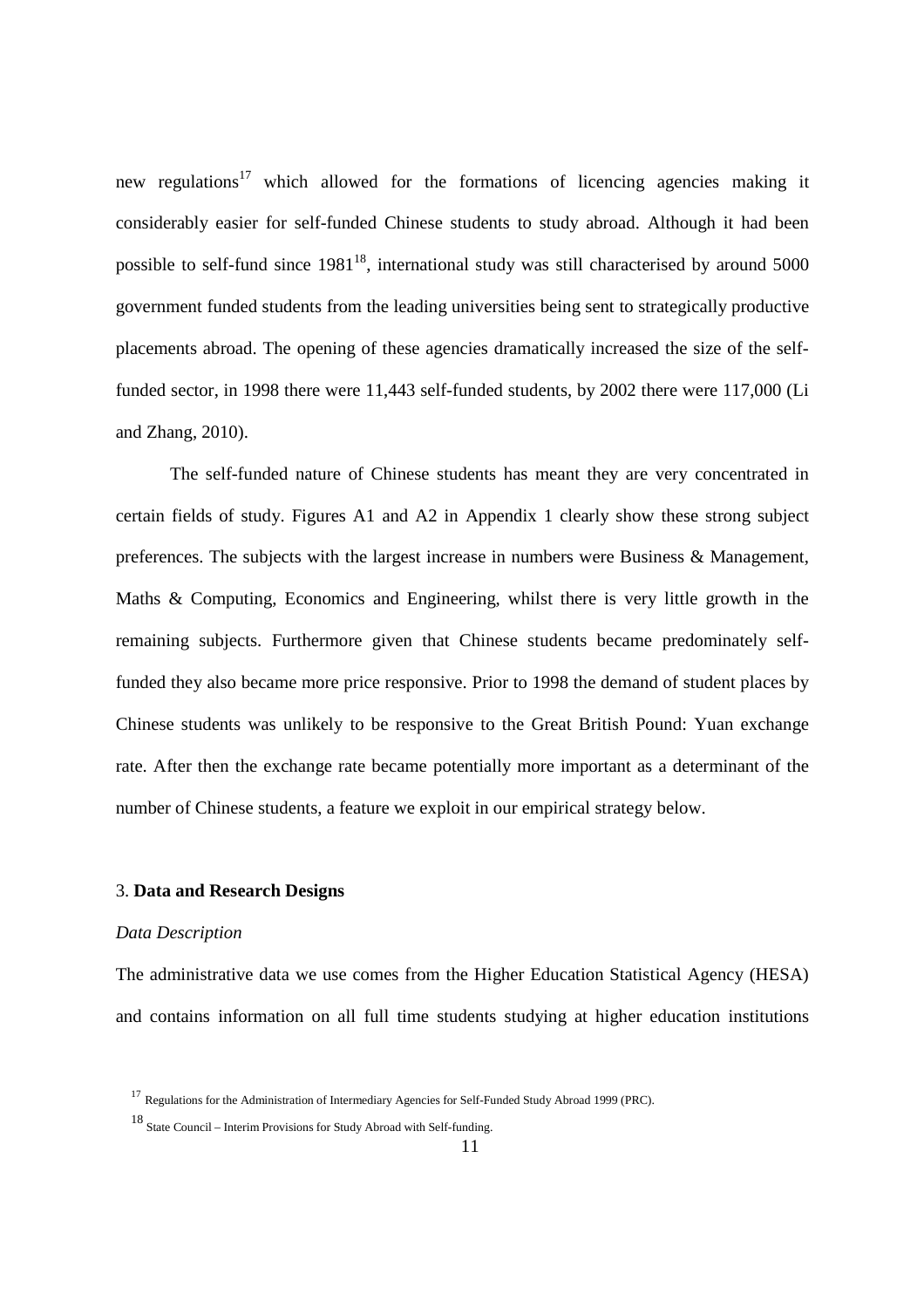new regulations[17] which allowed for the formations of licencing agencies making it considerably easier for self-funded Chinese students to study abroad. Although it had been possible to self-fund since 1981[18], international study was still characterised by around 5000 government funded students from the leading universities being sent to strategically productive placements abroad. The opening of these agencies dramatically increased the size of the self-funded sector, in 1998 there were 11,443 self-funded students, by 2002 there were 117,000 (Li and Zhang, 2010).

The self-funded nature of Chinese students has meant they are very concentrated in certain fields of study. Figures A1 and A2 in Appendix 1 clearly show these strong subject preferences. The subjects with the largest increase in numbers were Business & Management, Maths & Computing, Economics and Engineering, whilst there is very little growth in the remaining subjects. Furthermore given that Chinese students became predominately self-funded they also became more price responsive. Prior to 1998 the demand of student places by Chinese students was unlikely to be responsive to the Great British Pound: Yuan exchange rate. After then the exchange rate became potentially more important as a determinant of the number of Chinese students, a feature we exploit in our empirical strategy below.

## 3. Data and Research Designs

*Data Description*

The administrative data we use comes from the Higher Education Statistical Agency (HESA) and contains information on all full time students studying at higher education institutions

[17] Regulations for the Administration of Intermediary Agencies for Self-Funded Study Abroad 1999 (PRC).

[18] State Council – Interim Provisions for Study Abroad with Self-funding.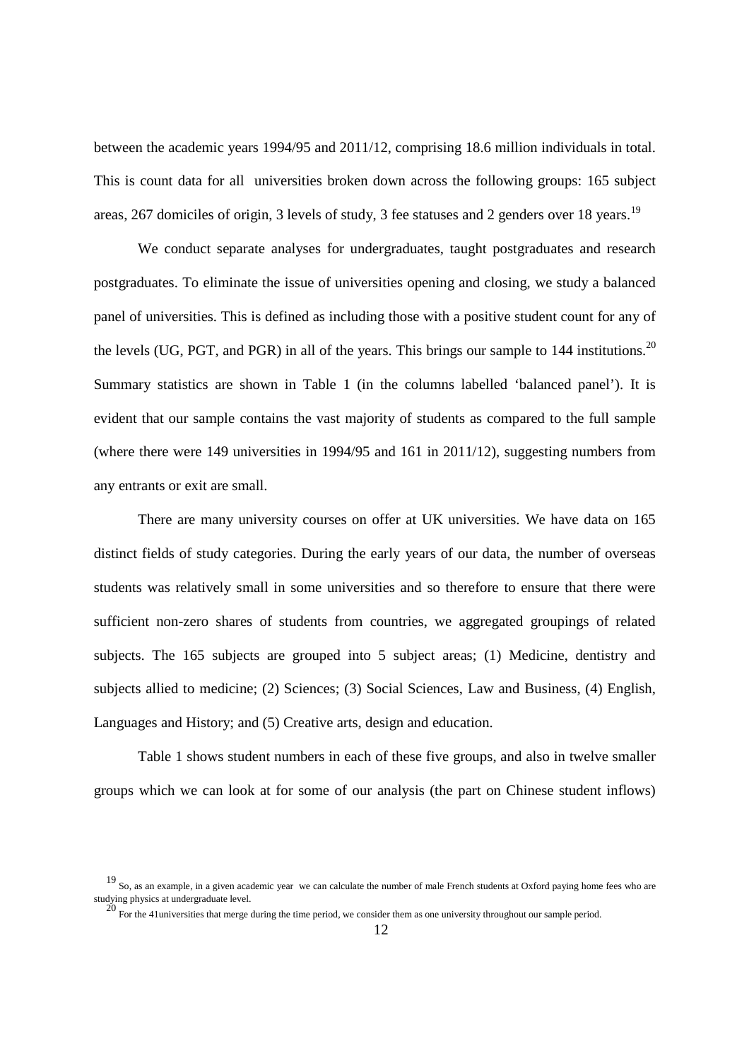between the academic years 1994/95 and 2011/12, comprising 18.6 million individuals in total. This is count data for all universities broken down across the following groups: 165 subject areas, 267 domiciles of origin, 3 levels of study, 3 fee statuses and 2 genders over 18 years.[19]

We conduct separate analyses for undergraduates, taught postgraduates and research postgraduates. To eliminate the issue of universities opening and closing, we study a balanced panel of universities. This is defined as including those with a positive student count for any of the levels (UG, PGT, and PGR) in all of the years. This brings our sample to 144 institutions.[20] Summary statistics are shown in Table 1 (in the columns labelled 'balanced panel'). It is evident that our sample contains the vast majority of students as compared to the full sample (where there were 149 universities in 1994/95 and 161 in 2011/12), suggesting numbers from any entrants or exit are small.

There are many university courses on offer at UK universities. We have data on 165 distinct fields of study categories. During the early years of our data, the number of overseas students was relatively small in some universities and so therefore to ensure that there were sufficient non-zero shares of students from countries, we aggregated groupings of related subjects. The 165 subjects are grouped into 5 subject areas; (1) Medicine, dentistry and subjects allied to medicine; (2) Sciences; (3) Social Sciences, Law and Business, (4) English, Languages and History; and (5) Creative arts, design and education.

Table 1 shows student numbers in each of these five groups, and also in twelve smaller groups which we can look at for some of our analysis (the part on Chinese student inflows)

[19] So, as an example, in a given academic year we can calculate the number of male French students at Oxford paying home fees who are studying physics at undergraduate level.

[20] For the 41universities that merge during the time period, we consider them as one university throughout our sample period.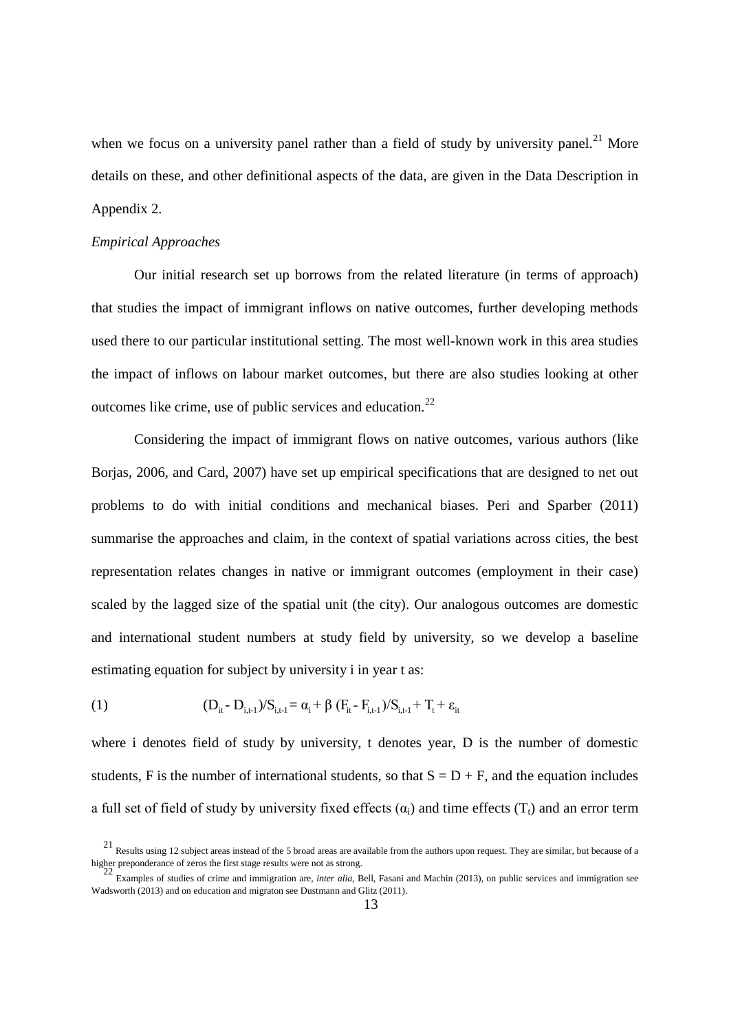when we focus on a university panel rather than a field of study by university panel.[21] More details on these, and other definitional aspects of the data, are given in the Data Description in Appendix 2.

*Empirical Approaches*

Our initial research set up borrows from the related literature (in terms of approach) that studies the impact of immigrant inflows on native outcomes, further developing methods used there to our particular institutional setting. The most well-known work in this area studies the impact of inflows on labour market outcomes, but there are also studies looking at other outcomes like crime, use of public services and education.[22]

Considering the impact of immigrant flows on native outcomes, various authors (like Borjas, 2006, and Card, 2007) have set up empirical specifications that are designed to net out problems to do with initial conditions and mechanical biases. Peri and Sparber (2011) summarise the approaches and claim, in the context of spatial variations across cities, the best representation relates changes in native or immigrant outcomes (employment in their case) scaled by the lagged size of the spatial unit (the city). Our analogous outcomes are domestic and international student numbers at study field by university, so we develop a baseline estimating equation for subject by university i in year t as:

$$(D_{it} - D_{i,t-1})/S_{i,t-1} = \alpha_i + \beta\,(F_{it} - F_{i,t-1})/S_{i,t-1} + T_t + \varepsilon_{it} \quad (1)$$

where i denotes field of study by university, t denotes year, D is the number of domestic students, F is the number of international students, so that $S = D + F$, and the equation includes a full set of field of study by university fixed effects ($\alpha_i$) and time effects ($T_t$) and an error term

[21] Results using 12 subject areas instead of the 5 broad areas are available from the authors upon request. They are similar, but because of a higher preponderance of zeros the first stage results were not as strong.

[22] Examples of studies of crime and immigration are, *inter alia*, Bell, Fasani and Machin (2013), on public services and immigration see Wadsworth (2013) and on education and migraton see Dustmann and Glitz (2011).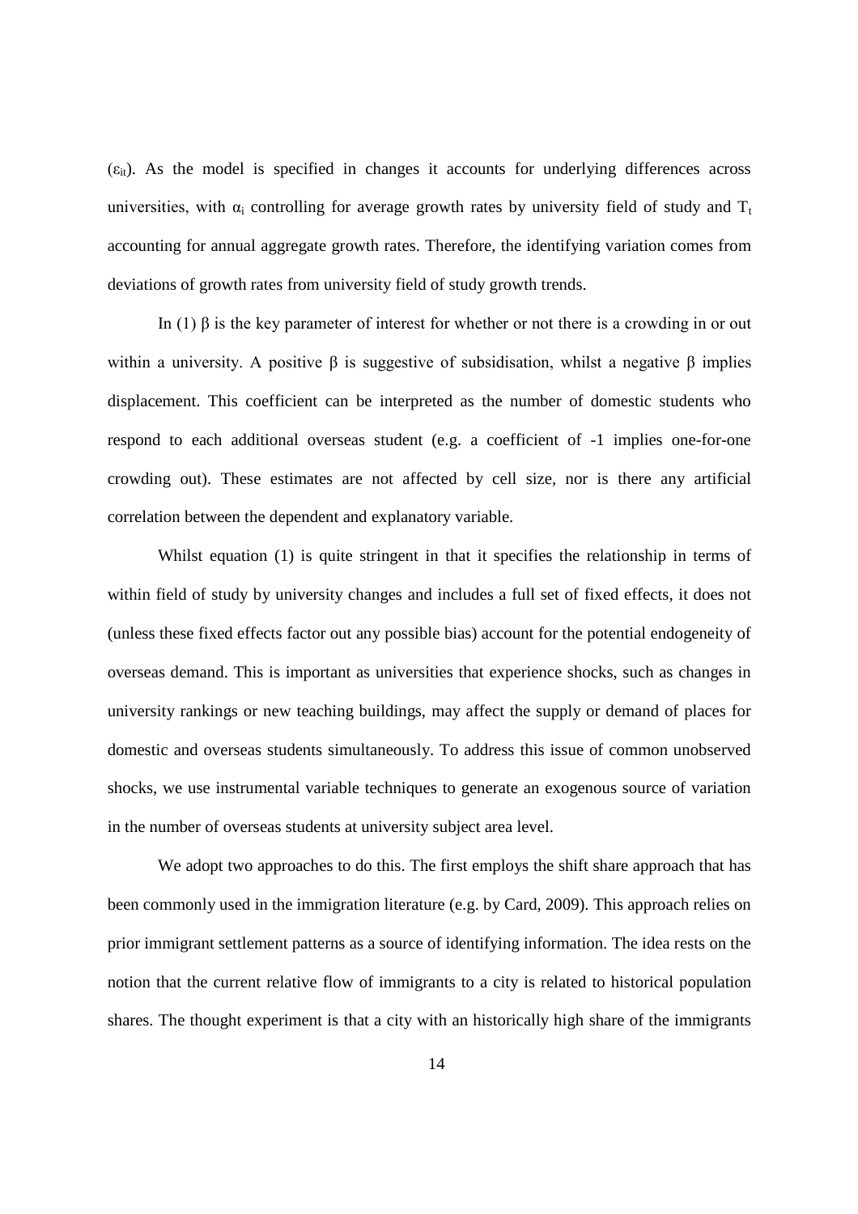($\varepsilon_{it}$). As the model is specified in changes it accounts for underlying differences across universities, with $\alpha_i$ controlling for average growth rates by university field of study and $T_t$ accounting for annual aggregate growth rates. Therefore, the identifying variation comes from deviations of growth rates from university field of study growth trends.

In (1) $\beta$ is the key parameter of interest for whether or not there is a crowding in or out within a university. A positive $\beta$ is suggestive of subsidisation, whilst a negative $\beta$ implies displacement. This coefficient can be interpreted as the number of domestic students who respond to each additional overseas student (e.g. a coefficient of -1 implies one-for-one crowding out). These estimates are not affected by cell size, nor is there any artificial correlation between the dependent and explanatory variable.

Whilst equation (1) is quite stringent in that it specifies the relationship in terms of within field of study by university changes and includes a full set of fixed effects, it does not (unless these fixed effects factor out any possible bias) account for the potential endogeneity of overseas demand. This is important as universities that experience shocks, such as changes in university rankings or new teaching buildings, may affect the supply or demand of places for domestic and overseas students simultaneously. To address this issue of common unobserved shocks, we use instrumental variable techniques to generate an exogenous source of variation in the number of overseas students at university subject area level.

We adopt two approaches to do this. The first employs the shift share approach that has been commonly used in the immigration literature (e.g. by Card, 2009). This approach relies on prior immigrant settlement patterns as a source of identifying information. The idea rests on the notion that the current relative flow of immigrants to a city is related to historical population shares. The thought experiment is that a city with an historically high share of the immigrants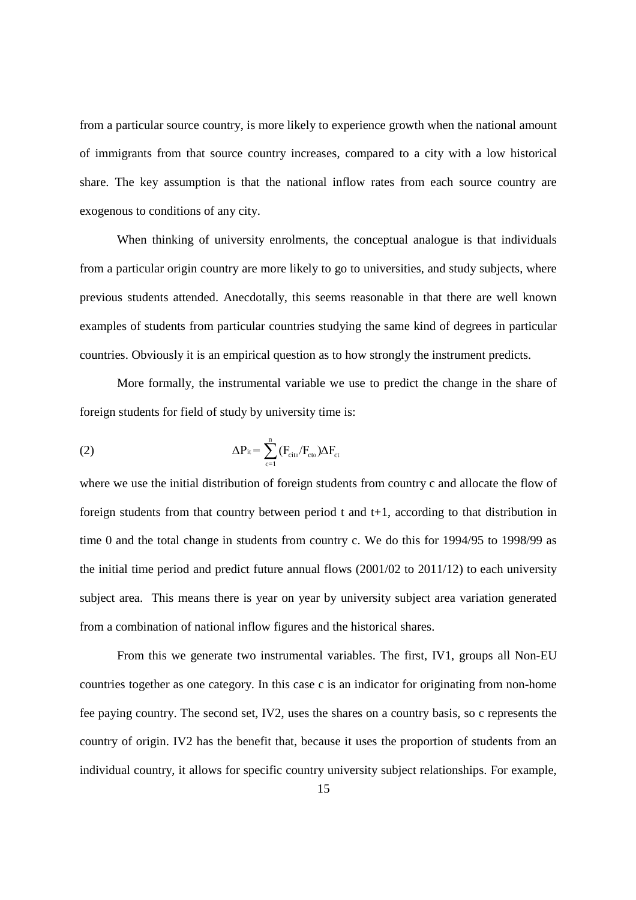from a particular source country, is more likely to experience growth when the national amount of immigrants from that source country increases, compared to a city with a low historical share. The key assumption is that the national inflow rates from each source country are exogenous to conditions of any city.

When thinking of university enrolments, the conceptual analogue is that individuals from a particular origin country are more likely to go to universities, and study subjects, where previous students attended. Anecdotally, this seems reasonable in that there are well known examples of students from particular countries studying the same kind of degrees in particular countries. Obviously it is an empirical question as to how strongly the instrument predicts.

More formally, the instrumental variable we use to predict the change in the share of foreign students for field of study by university time is:

$$\Delta P_{it} = \sum_{c=1}^{n} (F_{cit_0}/F_{ct_0})\Delta F_{ct} \tag{2}$$

where we use the initial distribution of foreign students from country c and allocate the flow of foreign students from that country between period t and t+1, according to that distribution in time 0 and the total change in students from country c. We do this for 1994/95 to 1998/99 as the initial time period and predict future annual flows (2001/02 to 2011/12) to each university subject area. This means there is year on year by university subject area variation generated from a combination of national inflow figures and the historical shares.

From this we generate two instrumental variables. The first, IV1, groups all Non-EU countries together as one category. In this case c is an indicator for originating from non-home fee paying country. The second set, IV2, uses the shares on a country basis, so c represents the country of origin. IV2 has the benefit that, because it uses the proportion of students from an individual country, it allows for specific country university subject relationships. For example,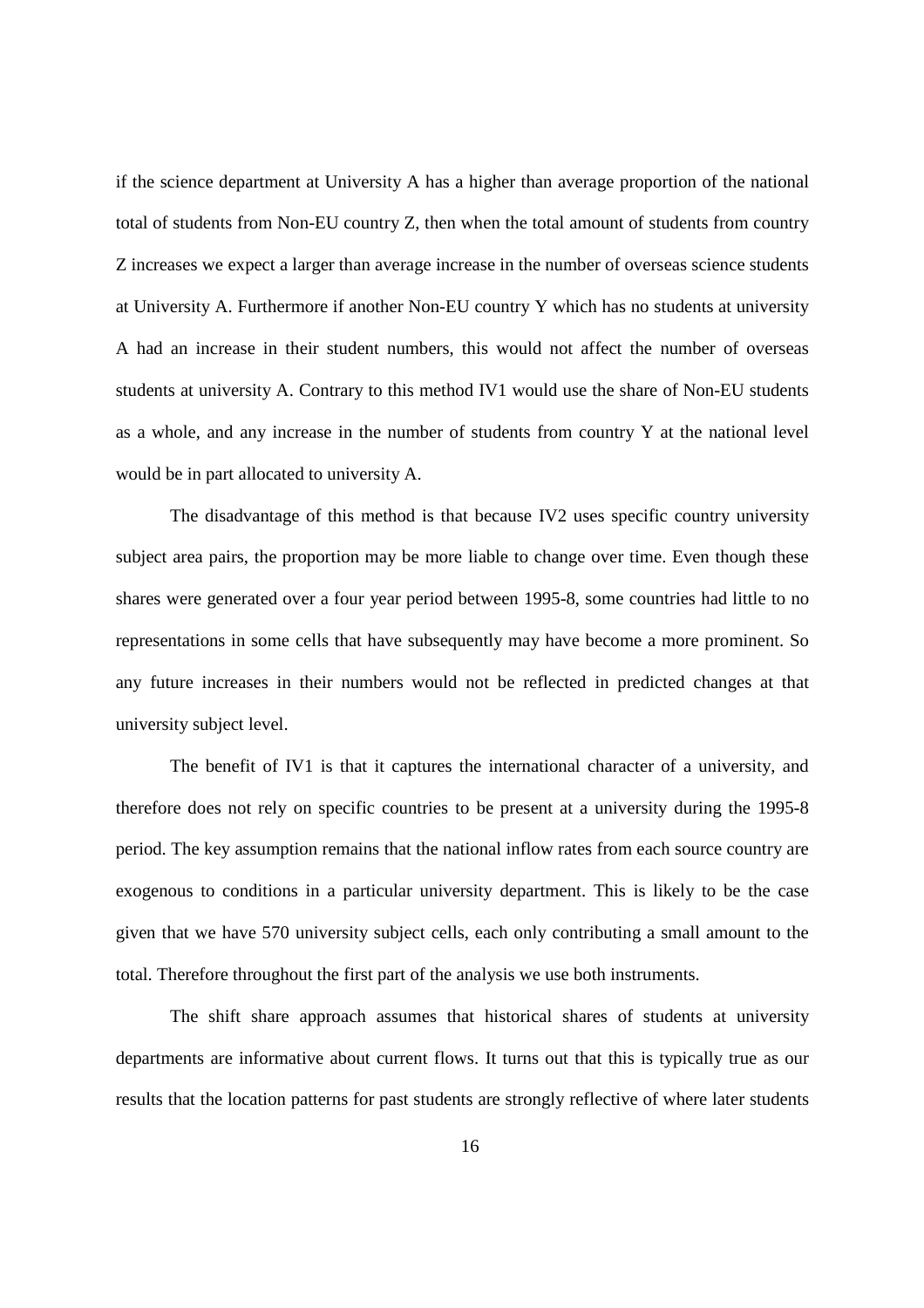if the science department at University A has a higher than average proportion of the national total of students from Non-EU country Z, then when the total amount of students from country Z increases we expect a larger than average increase in the number of overseas science students at University A. Furthermore if another Non-EU country Y which has no students at university A had an increase in their student numbers, this would not affect the number of overseas students at university A. Contrary to this method IV1 would use the share of Non-EU students as a whole, and any increase in the number of students from country Y at the national level would be in part allocated to university A.

The disadvantage of this method is that because IV2 uses specific country university subject area pairs, the proportion may be more liable to change over time. Even though these shares were generated over a four year period between 1995-8, some countries had little to no representations in some cells that have subsequently may have become a more prominent. So any future increases in their numbers would not be reflected in predicted changes at that university subject level.

The benefit of IV1 is that it captures the international character of a university, and therefore does not rely on specific countries to be present at a university during the 1995-8 period. The key assumption remains that the national inflow rates from each source country are exogenous to conditions in a particular university department. This is likely to be the case given that we have 570 university subject cells, each only contributing a small amount to the total. Therefore throughout the first part of the analysis we use both instruments.

The shift share approach assumes that historical shares of students at university departments are informative about current flows. It turns out that this is typically true as our results that the location patterns for past students are strongly reflective of where later students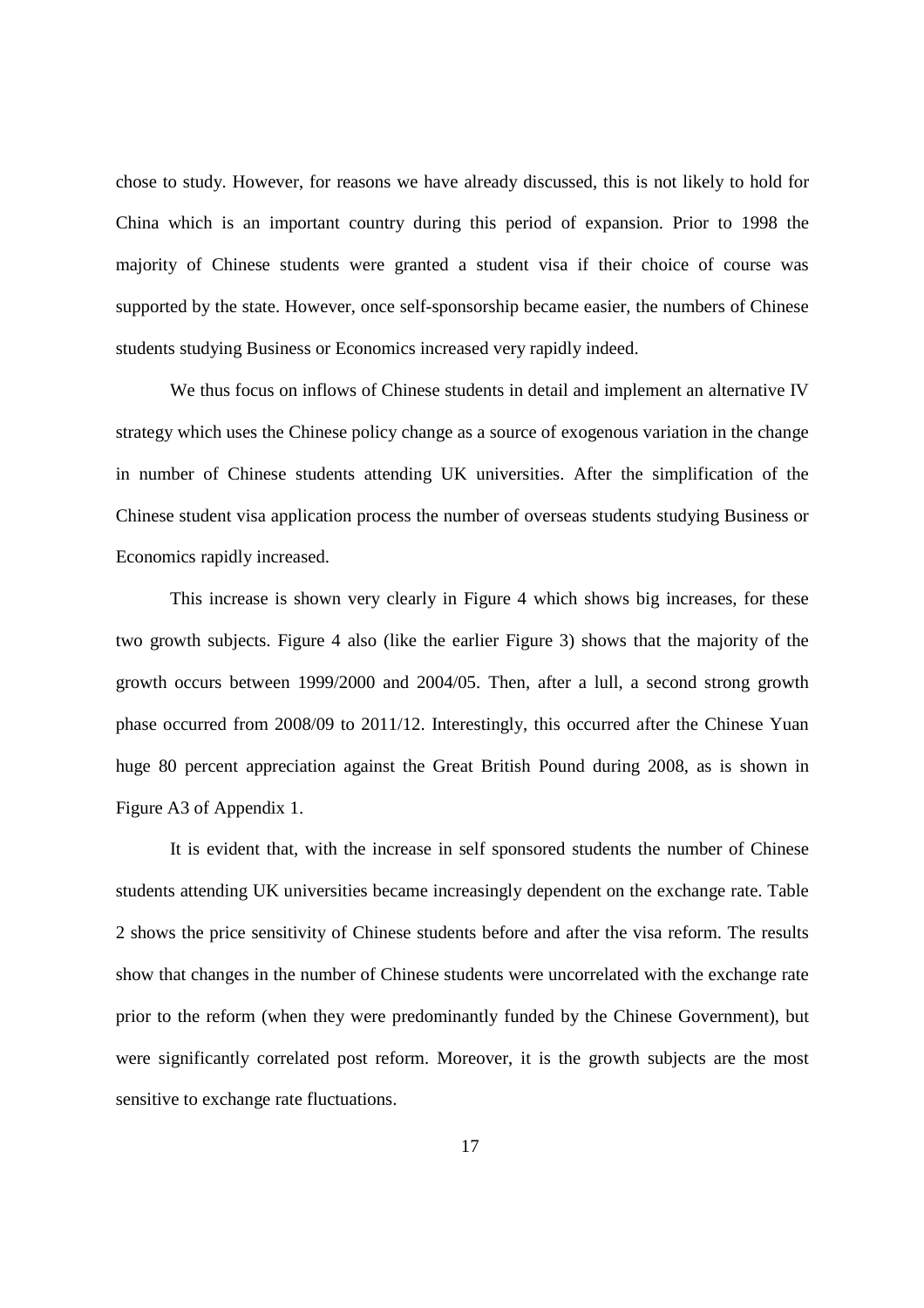chose to study. However, for reasons we have already discussed, this is not likely to hold for China which is an important country during this period of expansion. Prior to 1998 the majority of Chinese students were granted a student visa if their choice of course was supported by the state. However, once self-sponsorship became easier, the numbers of Chinese students studying Business or Economics increased very rapidly indeed.

We thus focus on inflows of Chinese students in detail and implement an alternative IV strategy which uses the Chinese policy change as a source of exogenous variation in the change in number of Chinese students attending UK universities. After the simplification of the Chinese student visa application process the number of overseas students studying Business or Economics rapidly increased.

This increase is shown very clearly in Figure 4 which shows big increases, for these two growth subjects. Figure 4 also (like the earlier Figure 3) shows that the majority of the growth occurs between 1999/2000 and 2004/05. Then, after a lull, a second strong growth phase occurred from 2008/09 to 2011/12. Interestingly, this occurred after the Chinese Yuan huge 80 percent appreciation against the Great British Pound during 2008, as is shown in Figure A3 of Appendix 1.

It is evident that, with the increase in self sponsored students the number of Chinese students attending UK universities became increasingly dependent on the exchange rate. Table 2 shows the price sensitivity of Chinese students before and after the visa reform. The results show that changes in the number of Chinese students were uncorrelated with the exchange rate prior to the reform (when they were predominantly funded by the Chinese Government), but were significantly correlated post reform. Moreover, it is the growth subjects are the most sensitive to exchange rate fluctuations.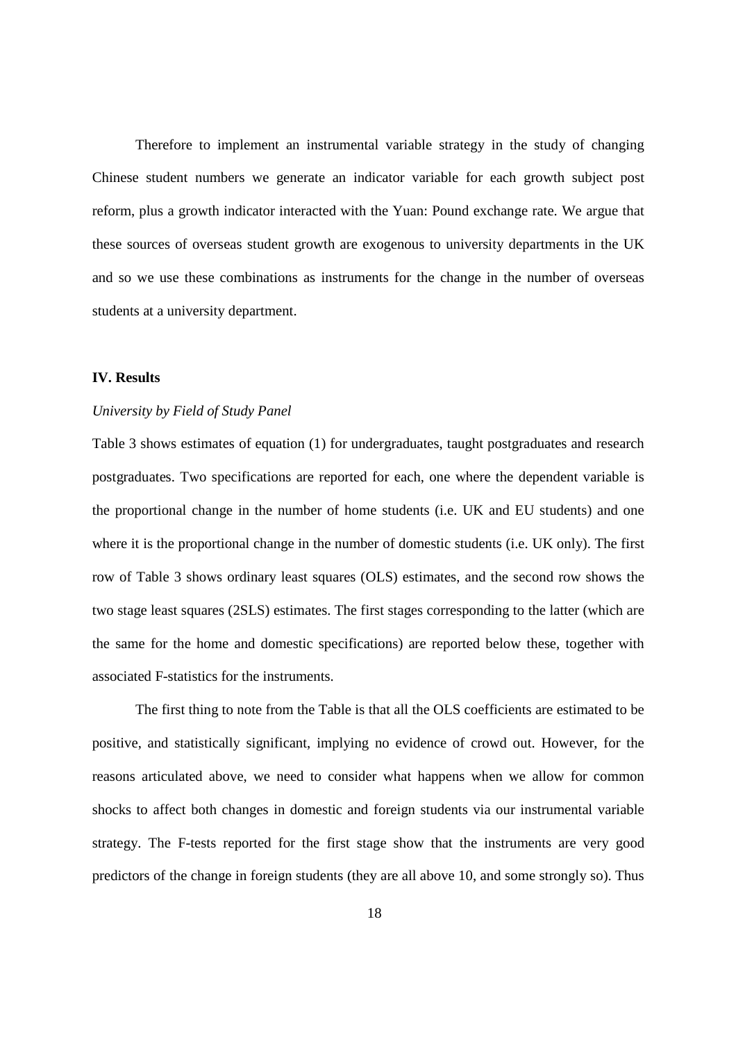Therefore to implement an instrumental variable strategy in the study of changing Chinese student numbers we generate an indicator variable for each growth subject post reform, plus a growth indicator interacted with the Yuan: Pound exchange rate. We argue that these sources of overseas student growth are exogenous to university departments in the UK and so we use these combinations as instruments for the change in the number of overseas students at a university department.

## IV. Results

### *University by Field of Study Panel*

Table 3 shows estimates of equation (1) for undergraduates, taught postgraduates and research postgraduates. Two specifications are reported for each, one where the dependent variable is the proportional change in the number of home students (i.e. UK and EU students) and one where it is the proportional change in the number of domestic students (i.e. UK only). The first row of Table 3 shows ordinary least squares (OLS) estimates, and the second row shows the two stage least squares (2SLS) estimates. The first stages corresponding to the latter (which are the same for the home and domestic specifications) are reported below these, together with associated F-statistics for the instruments.

The first thing to note from the Table is that all the OLS coefficients are estimated to be positive, and statistically significant, implying no evidence of crowd out. However, for the reasons articulated above, we need to consider what happens when we allow for common shocks to affect both changes in domestic and foreign students via our instrumental variable strategy. The F-tests reported for the first stage show that the instruments are very good predictors of the change in foreign students (they are all above 10, and some strongly so). Thus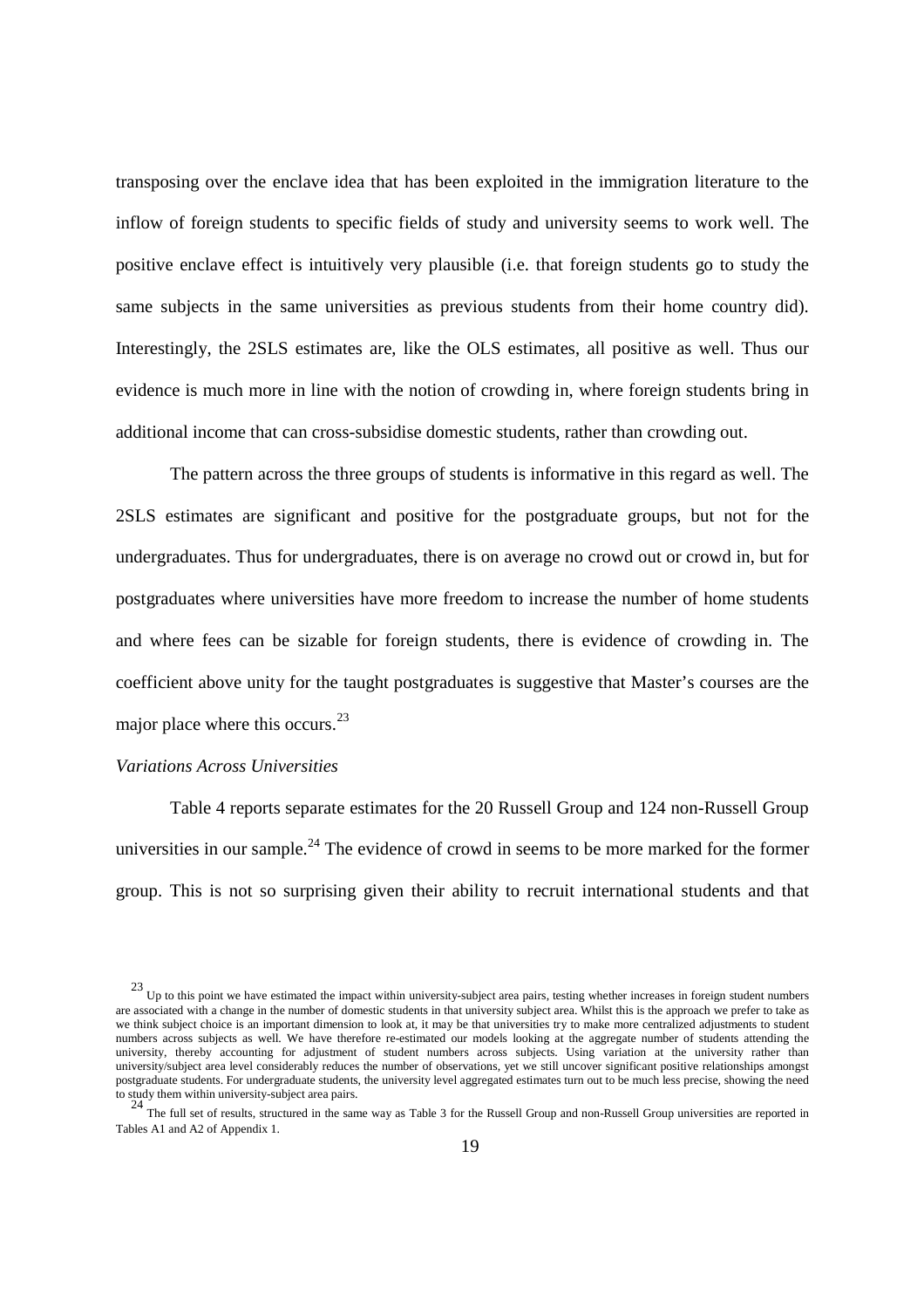transposing over the enclave idea that has been exploited in the immigration literature to the inflow of foreign students to specific fields of study and university seems to work well. The positive enclave effect is intuitively very plausible (i.e. that foreign students go to study the same subjects in the same universities as previous students from their home country did). Interestingly, the 2SLS estimates are, like the OLS estimates, all positive as well. Thus our evidence is much more in line with the notion of crowding in, where foreign students bring in additional income that can cross-subsidise domestic students, rather than crowding out.

The pattern across the three groups of students is informative in this regard as well. The 2SLS estimates are significant and positive for the postgraduate groups, but not for the undergraduates. Thus for undergraduates, there is on average no crowd out or crowd in, but for postgraduates where universities have more freedom to increase the number of home students and where fees can be sizable for foreign students, there is evidence of crowding in. The coefficient above unity for the taught postgraduates is suggestive that Master's courses are the major place where this occurs.[23]

*Variations Across Universities*

Table 4 reports separate estimates for the 20 Russell Group and 124 non-Russell Group universities in our sample.[24] The evidence of crowd in seems to be more marked for the former group. This is not so surprising given their ability to recruit international students and that

[23] Up to this point we have estimated the impact within university-subject area pairs, testing whether increases in foreign student numbers are associated with a change in the number of domestic students in that university subject area. Whilst this is the approach we prefer to take as we think subject choice is an important dimension to look at, it may be that universities try to make more centralized adjustments to student numbers across subjects as well. We have therefore re-estimated our models looking at the aggregate number of students attending the university, thereby accounting for adjustment of student numbers across subjects. Using variation at the university rather than university/subject area level considerably reduces the number of observations, yet we still uncover significant positive relationships amongst postgraduate students. For undergraduate students, the university level aggregated estimates turn out to be much less precise, showing the need to study them within university-subject area pairs.

[24] The full set of results, structured in the same way as Table 3 for the Russell Group and non-Russell Group universities are reported in Tables A1 and A2 of Appendix 1.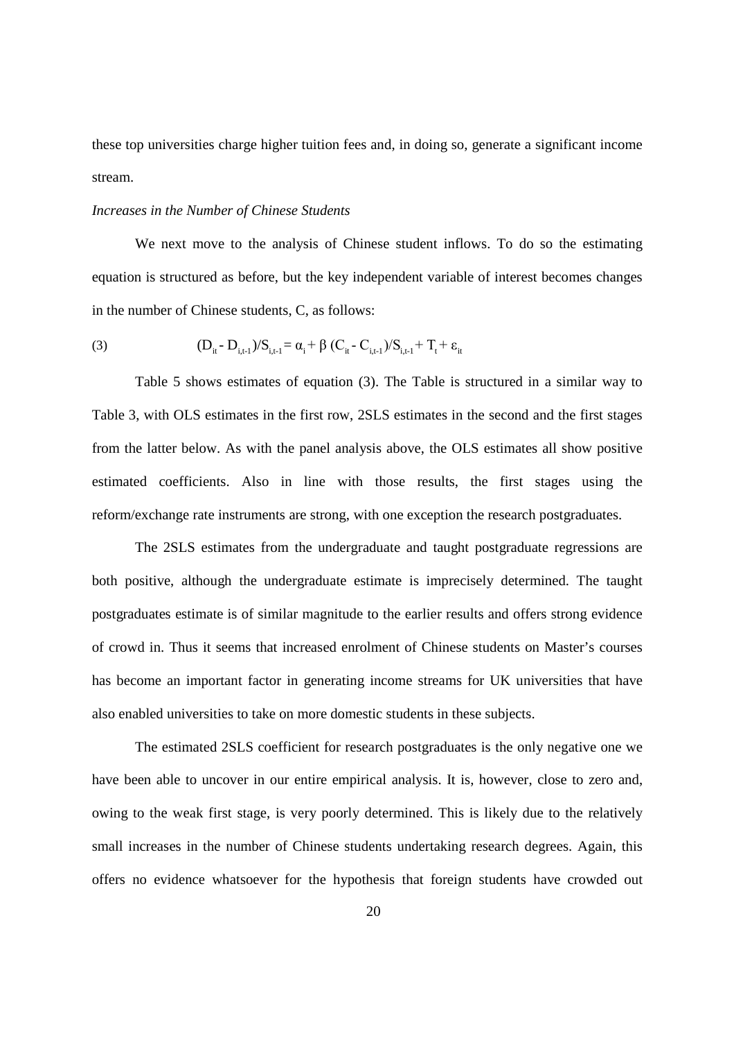these top universities charge higher tuition fees and, in doing so, generate a significant income stream.

*Increases in the Number of Chinese Students*

We next move to the analysis of Chinese student inflows. To do so the estimating equation is structured as before, but the key independent variable of interest becomes changes in the number of Chinese students, C, as follows:

$$(3) \qquad (D_{it} - D_{i,t-1})/S_{i,t-1} = \alpha_i + \beta\,(C_{it} - C_{i,t-1})/S_{i,t-1} + T_t + \varepsilon_{it}$$

Table 5 shows estimates of equation (3). The Table is structured in a similar way to Table 3, with OLS estimates in the first row, 2SLS estimates in the second and the first stages from the latter below. As with the panel analysis above, the OLS estimates all show positive estimated coefficients. Also in line with those results, the first stages using the reform/exchange rate instruments are strong, with one exception the research postgraduates.

The 2SLS estimates from the undergraduate and taught postgraduate regressions are both positive, although the undergraduate estimate is imprecisely determined. The taught postgraduates estimate is of similar magnitude to the earlier results and offers strong evidence of crowd in. Thus it seems that increased enrolment of Chinese students on Master's courses has become an important factor in generating income streams for UK universities that have also enabled universities to take on more domestic students in these subjects.

The estimated 2SLS coefficient for research postgraduates is the only negative one we have been able to uncover in our entire empirical analysis. It is, however, close to zero and, owing to the weak first stage, is very poorly determined. This is likely due to the relatively small increases in the number of Chinese students undertaking research degrees. Again, this offers no evidence whatsoever for the hypothesis that foreign students have crowded out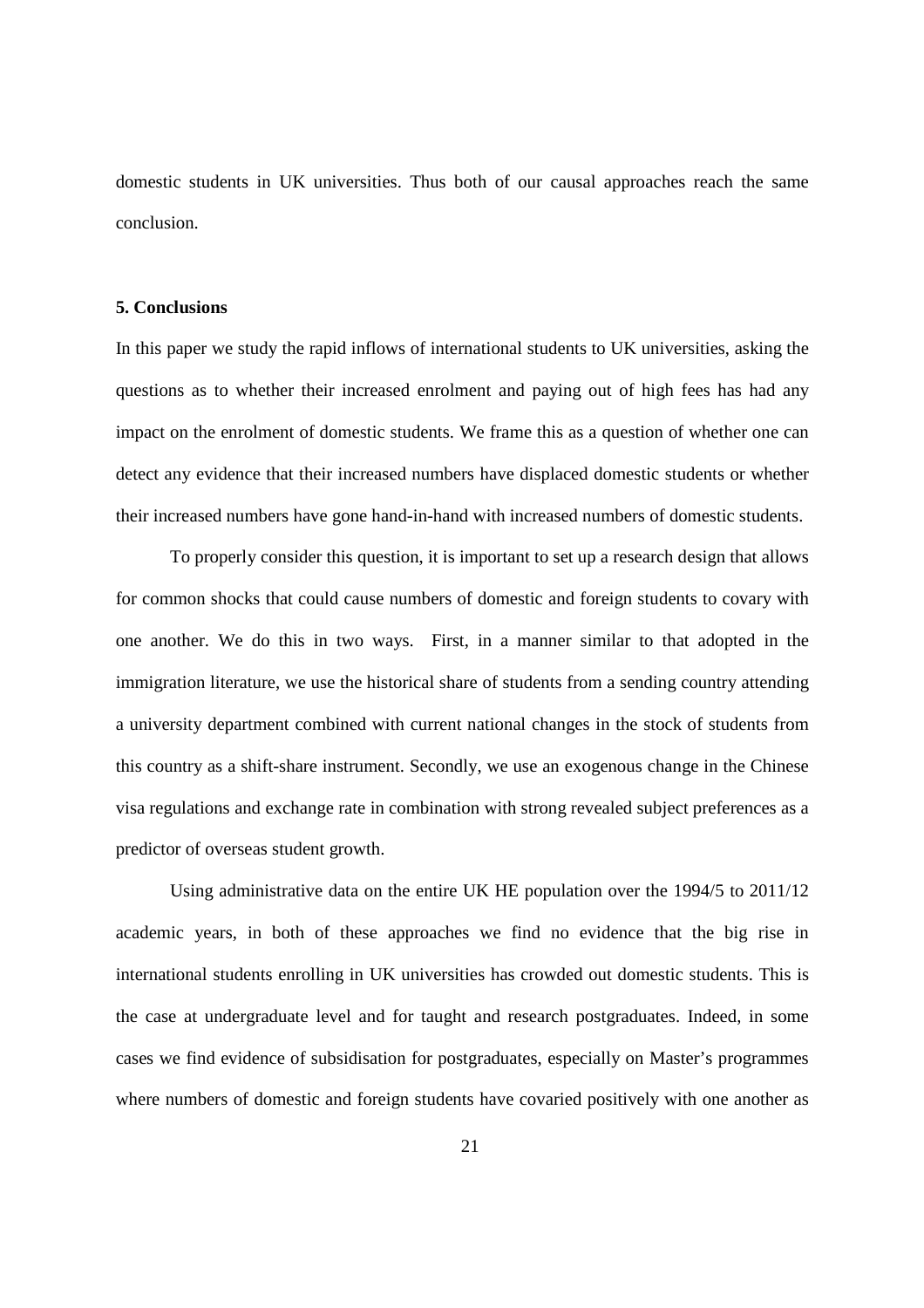domestic students in UK universities. Thus both of our causal approaches reach the same conclusion.

## 5. Conclusions

In this paper we study the rapid inflows of international students to UK universities, asking the questions as to whether their increased enrolment and paying out of high fees has had any impact on the enrolment of domestic students. We frame this as a question of whether one can detect any evidence that their increased numbers have displaced domestic students or whether their increased numbers have gone hand-in-hand with increased numbers of domestic students.

To properly consider this question, it is important to set up a research design that allows for common shocks that could cause numbers of domestic and foreign students to covary with one another. We do this in two ways. First, in a manner similar to that adopted in the immigration literature, we use the historical share of students from a sending country attending a university department combined with current national changes in the stock of students from this country as a shift-share instrument. Secondly, we use an exogenous change in the Chinese visa regulations and exchange rate in combination with strong revealed subject preferences as a predictor of overseas student growth.

Using administrative data on the entire UK HE population over the 1994/5 to 2011/12 academic years, in both of these approaches we find no evidence that the big rise in international students enrolling in UK universities has crowded out domestic students. This is the case at undergraduate level and for taught and research postgraduates. Indeed, in some cases we find evidence of subsidisation for postgraduates, especially on Master's programmes where numbers of domestic and foreign students have covaried positively with one another as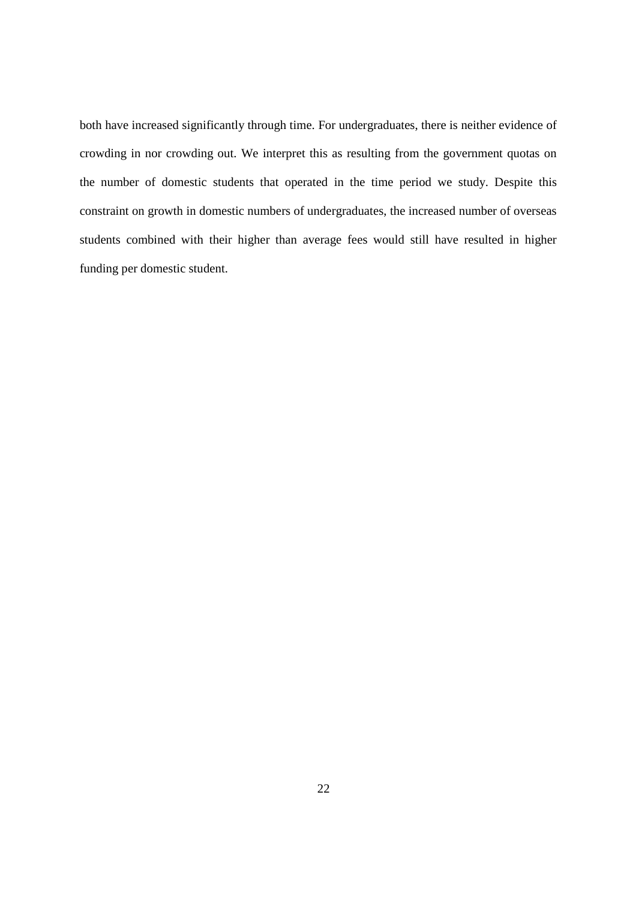both have increased significantly through time. For undergraduates, there is neither evidence of crowding in nor crowding out. We interpret this as resulting from the government quotas on the number of domestic students that operated in the time period we study. Despite this constraint on growth in domestic numbers of undergraduates, the increased number of overseas students combined with their higher than average fees would still have resulted in higher funding per domestic student.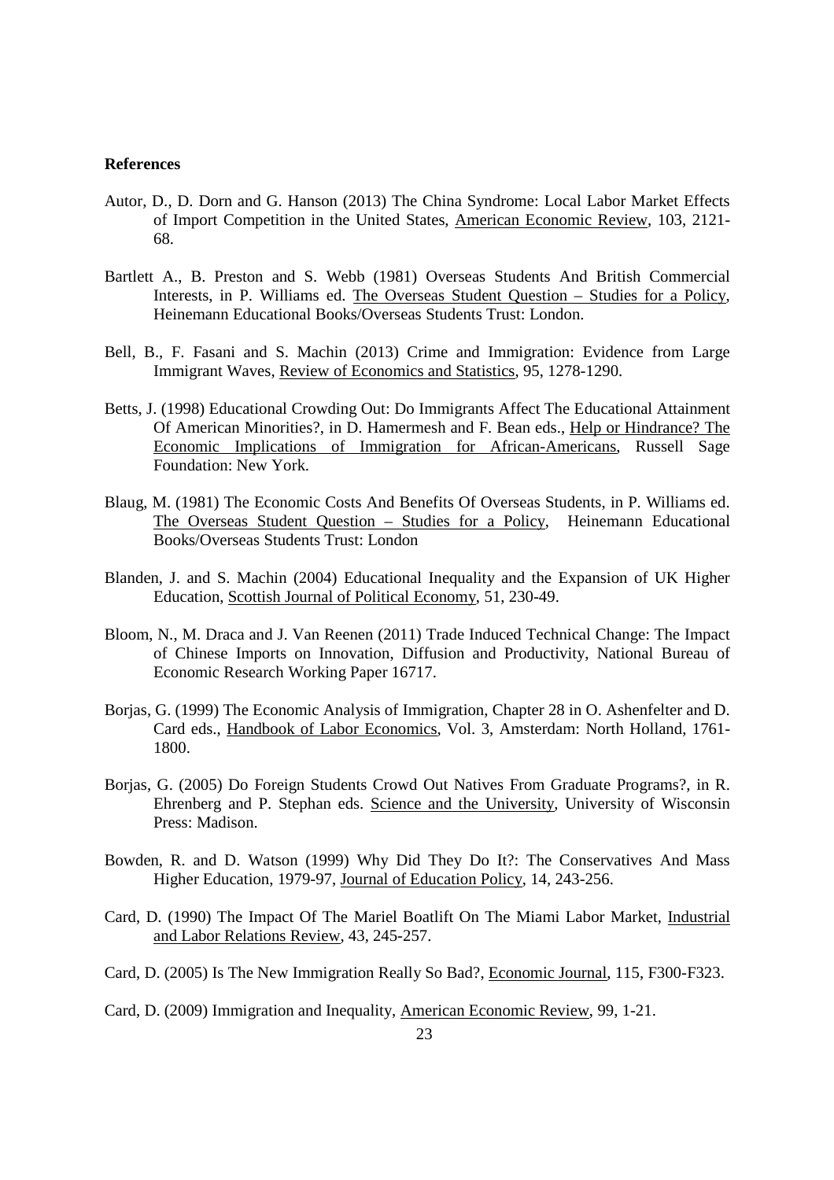**References**

Autor, D., D. Dorn and G. Hanson (2013) The China Syndrome: Local Labor Market Effects of Import Competition in the United States, American Economic Review, 103, 2121-68.

Bartlett A., B. Preston and S. Webb (1981) Overseas Students And British Commercial Interests, in P. Williams ed. The Overseas Student Question – Studies for a Policy, Heinemann Educational Books/Overseas Students Trust: London.

Bell, B., F. Fasani and S. Machin (2013) Crime and Immigration: Evidence from Large Immigrant Waves, Review of Economics and Statistics, 95, 1278-1290.

Betts, J. (1998) Educational Crowding Out: Do Immigrants Affect The Educational Attainment Of American Minorities?, in D. Hamermesh and F. Bean eds., Help or Hindrance? The Economic Implications of Immigration for African-Americans, Russell Sage Foundation: New York.

Blaug, M. (1981) The Economic Costs And Benefits Of Overseas Students, in P. Williams ed. The Overseas Student Question – Studies for a Policy, Heinemann Educational Books/Overseas Students Trust: London

Blanden, J. and S. Machin (2004) Educational Inequality and the Expansion of UK Higher Education, Scottish Journal of Political Economy, 51, 230-49.

Bloom, N., M. Draca and J. Van Reenen (2011) Trade Induced Technical Change: The Impact of Chinese Imports on Innovation, Diffusion and Productivity, National Bureau of Economic Research Working Paper 16717.

Borjas, G. (1999) The Economic Analysis of Immigration, Chapter 28 in O. Ashenfelter and D. Card eds., Handbook of Labor Economics, Vol. 3, Amsterdam: North Holland, 1761-1800.

Borjas, G. (2005) Do Foreign Students Crowd Out Natives From Graduate Programs?, in R. Ehrenberg and P. Stephan eds. Science and the University, University of Wisconsin Press: Madison.

Bowden, R. and D. Watson (1999) Why Did They Do It?: The Conservatives And Mass Higher Education, 1979-97, Journal of Education Policy, 14, 243-256.

Card, D. (1990) The Impact Of The Mariel Boatlift On The Miami Labor Market, Industrial and Labor Relations Review, 43, 245-257.

Card, D. (2005) Is The New Immigration Really So Bad?, Economic Journal, 115, F300-F323.

Card, D. (2009) Immigration and Inequality, American Economic Review, 99, 1-21.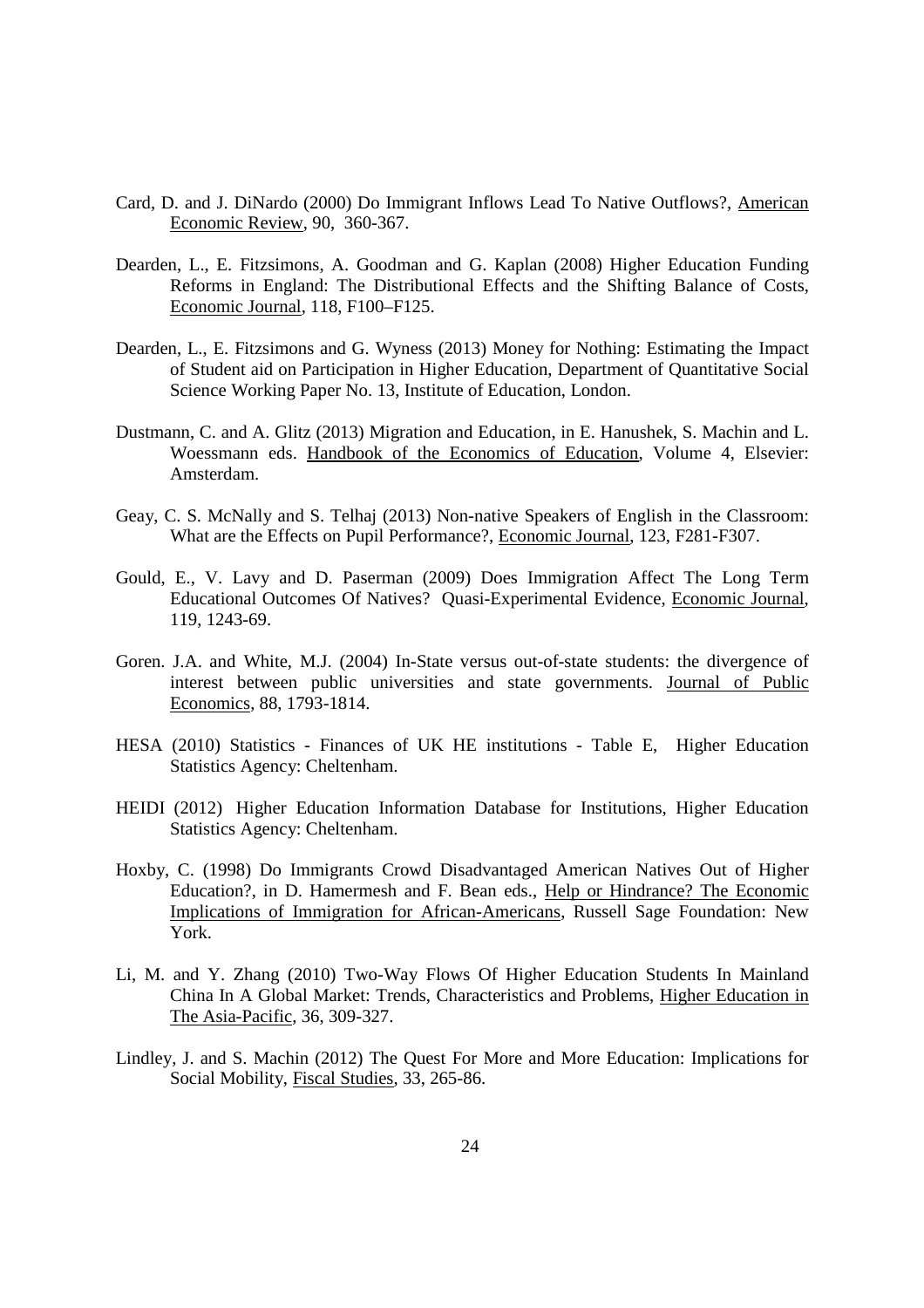Card, D. and J. DiNardo (2000) Do Immigrant Inflows Lead To Native Outflows?, American Economic Review, 90, 360-367.

Dearden, L., E. Fitzsimons, A. Goodman and G. Kaplan (2008) Higher Education Funding Reforms in England: The Distributional Effects and the Shifting Balance of Costs, Economic Journal, 118, F100–F125.

Dearden, L., E. Fitzsimons and G. Wyness (2013) Money for Nothing: Estimating the Impact of Student aid on Participation in Higher Education, Department of Quantitative Social Science Working Paper No. 13, Institute of Education, London.

Dustmann, C. and A. Glitz (2013) Migration and Education, in E. Hanushek, S. Machin and L. Woessmann eds. Handbook of the Economics of Education, Volume 4, Elsevier: Amsterdam.

Geay, C. S. McNally and S. Telhaj (2013) Non-native Speakers of English in the Classroom: What are the Effects on Pupil Performance?, Economic Journal, 123, F281-F307.

Gould, E., V. Lavy and D. Paserman (2009) Does Immigration Affect The Long Term Educational Outcomes Of Natives? Quasi-Experimental Evidence, Economic Journal, 119, 1243-69.

Goren. J.A. and White, M.J. (2004) In-State versus out-of-state students: the divergence of interest between public universities and state governments. Journal of Public Economics, 88, 1793-1814.

HESA (2010) Statistics - Finances of UK HE institutions - Table E, Higher Education Statistics Agency: Cheltenham.

HEIDI (2012) Higher Education Information Database for Institutions, Higher Education Statistics Agency: Cheltenham.

Hoxby, C. (1998) Do Immigrants Crowd Disadvantaged American Natives Out of Higher Education?, in D. Hamermesh and F. Bean eds., Help or Hindrance? The Economic Implications of Immigration for African-Americans, Russell Sage Foundation: New York.

Li, M. and Y. Zhang (2010) Two-Way Flows Of Higher Education Students In Mainland China In A Global Market: Trends, Characteristics and Problems, Higher Education in The Asia-Pacific, 36, 309-327.

Lindley, J. and S. Machin (2012) The Quest For More and More Education: Implications for Social Mobility, Fiscal Studies, 33, 265-86.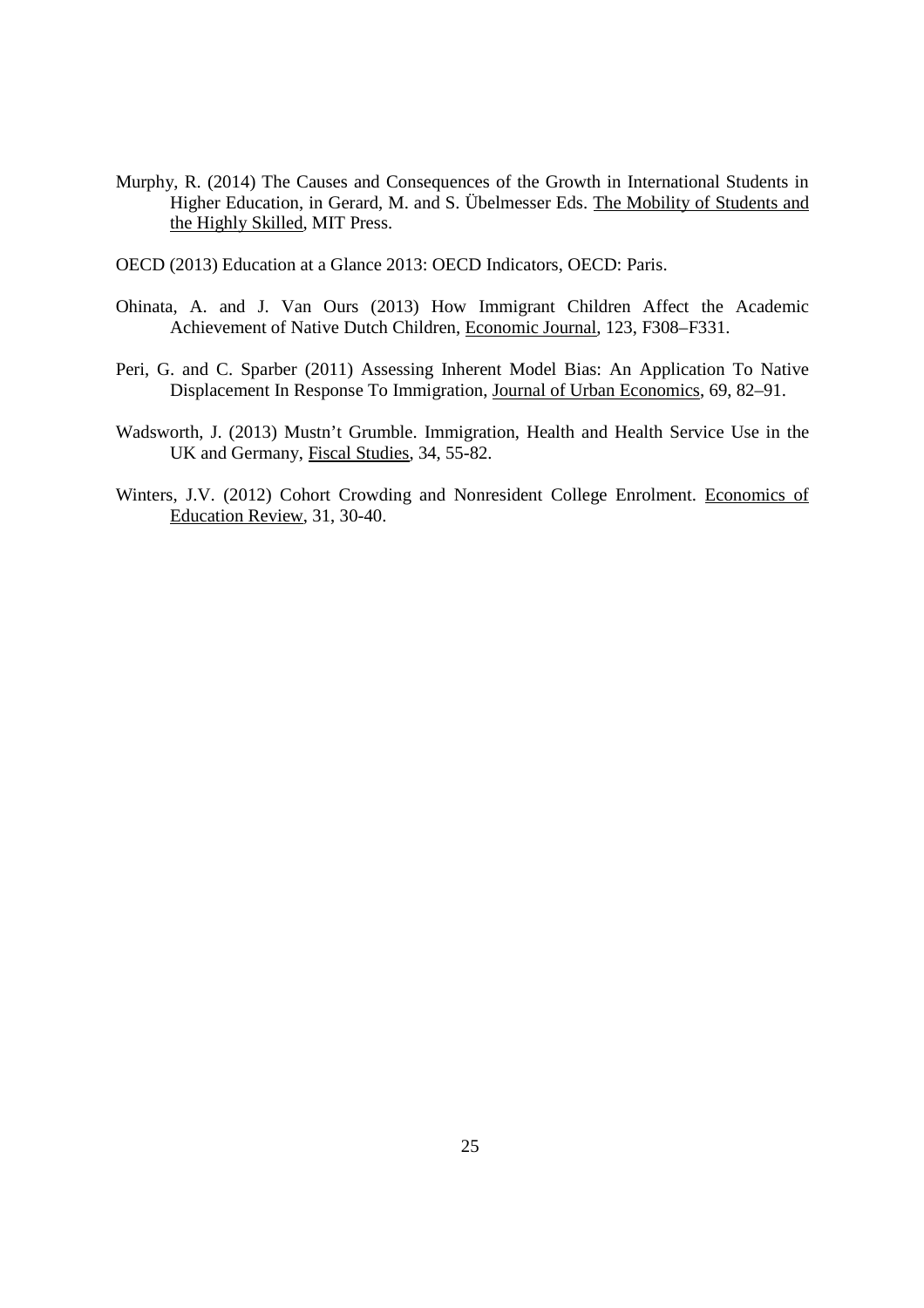Murphy, R. (2014) The Causes and Consequences of the Growth in International Students in Higher Education, in Gerard, M. and S. Übelmesser Eds. The Mobility of Students and the Highly Skilled, MIT Press.

OECD (2013) Education at a Glance 2013: OECD Indicators, OECD: Paris.

Ohinata, A. and J. Van Ours (2013) How Immigrant Children Affect the Academic Achievement of Native Dutch Children, Economic Journal, 123, F308–F331.

Peri, G. and C. Sparber (2011) Assessing Inherent Model Bias: An Application To Native Displacement In Response To Immigration, Journal of Urban Economics, 69, 82–91.

Wadsworth, J. (2013) Mustn't Grumble. Immigration, Health and Health Service Use in the UK and Germany, Fiscal Studies, 34, 55-82.

Winters, J.V. (2012) Cohort Crowding and Nonresident College Enrolment. Economics of Education Review, 31, 30-40.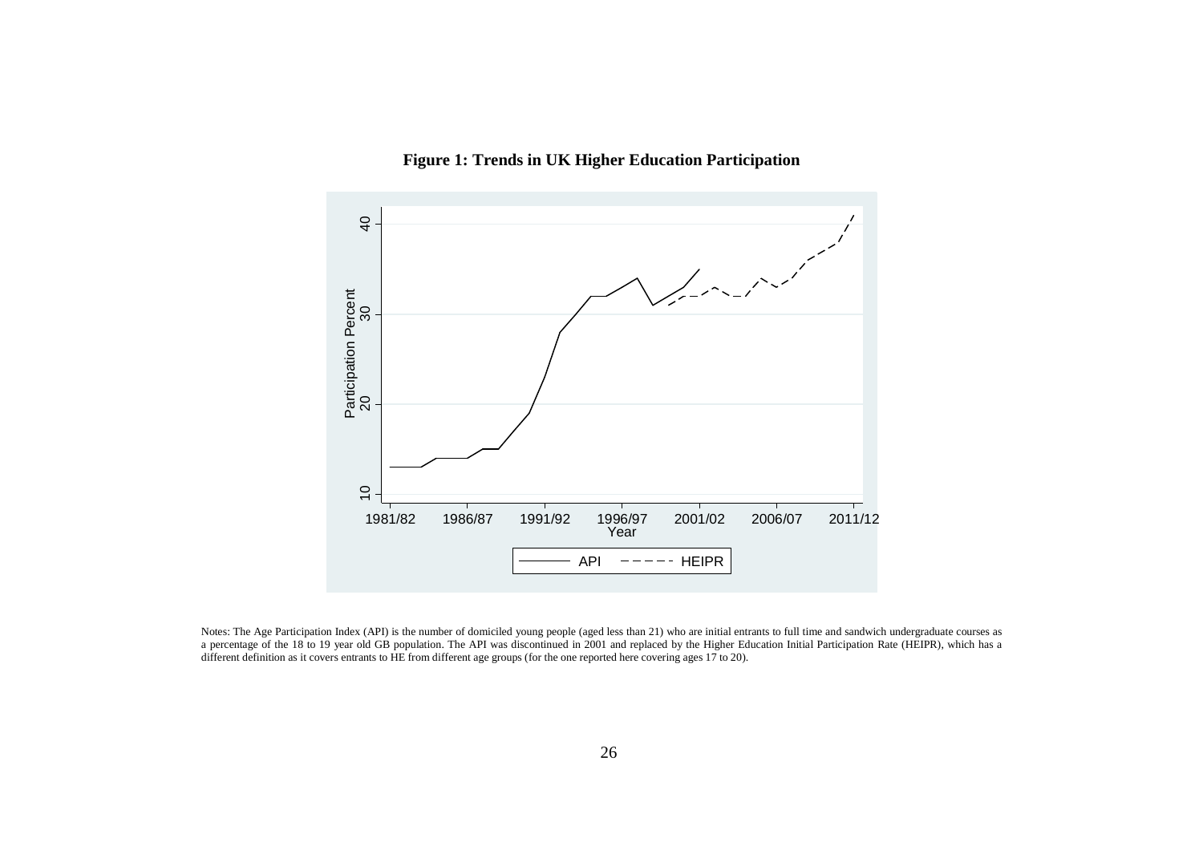**Figure 1: Trends in UK Higher Education Participation**

Notes: The Age Participation Index (API) is the number of domiciled young people (aged less than 21) who are initial entrants to full time and sandwich undergraduate courses as a percentage of the 18 to 19 year old GB population. The API was discontinued in 2001 and replaced by the Higher Education Initial Participation Rate (HEIPR), which has a different definition as it covers entrants to HE from different age groups (for the one reported here covering ages 17 to 20).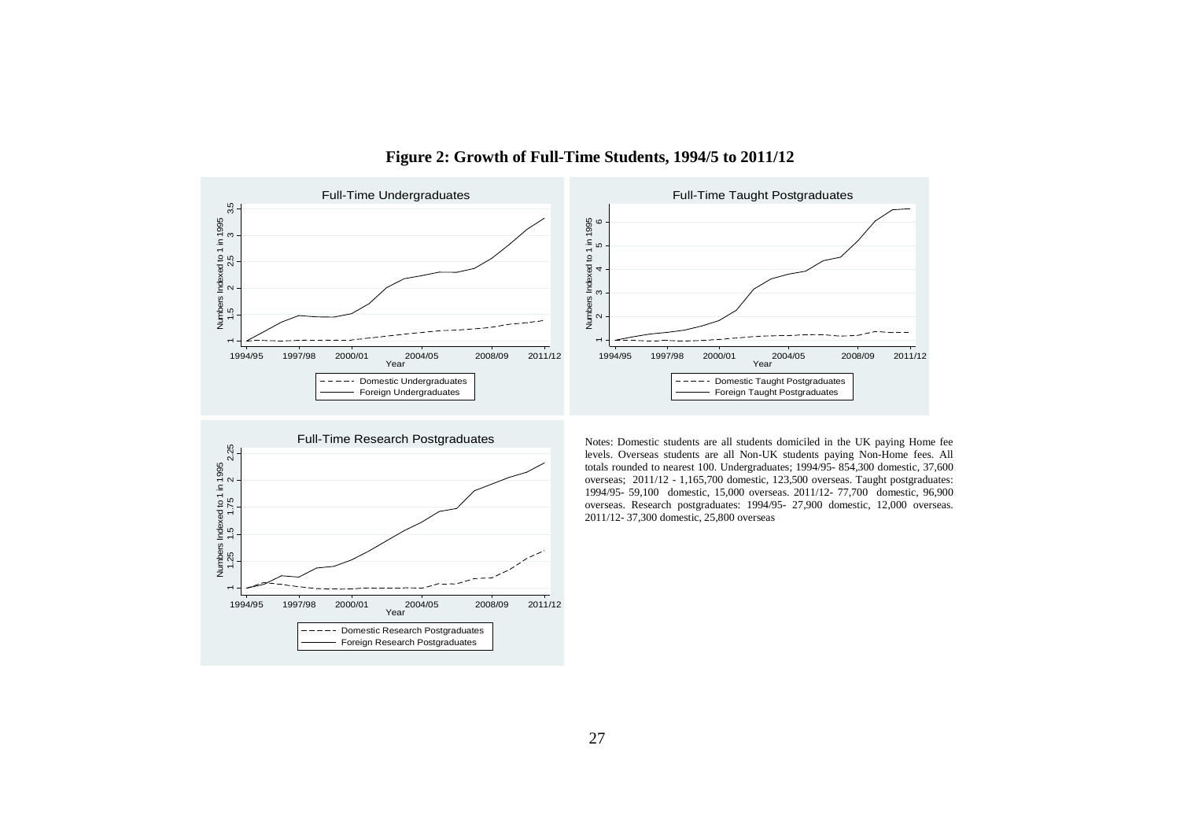**Figure 2: Growth of Full-Time Students, 1994/5 to 2011/12**

Notes: Domestic students are all students domiciled in the UK paying Home fee levels. Overseas students are all Non-UK students paying Non-Home fees. All totals rounded to nearest 100. Undergraduates; 1994/95- 854,300 domestic, 37,600 overseas; 2011/12 - 1,165,700 domestic, 123,500 overseas. Taught postgraduates: 1994/95- 59,100 domestic, 15,000 overseas. 2011/12- 77,700 domestic, 96,900 overseas. Research postgraduates: 1994/95- 27,900 domestic, 12,000 overseas. 2011/12- 37,300 domestic, 25,800 overseas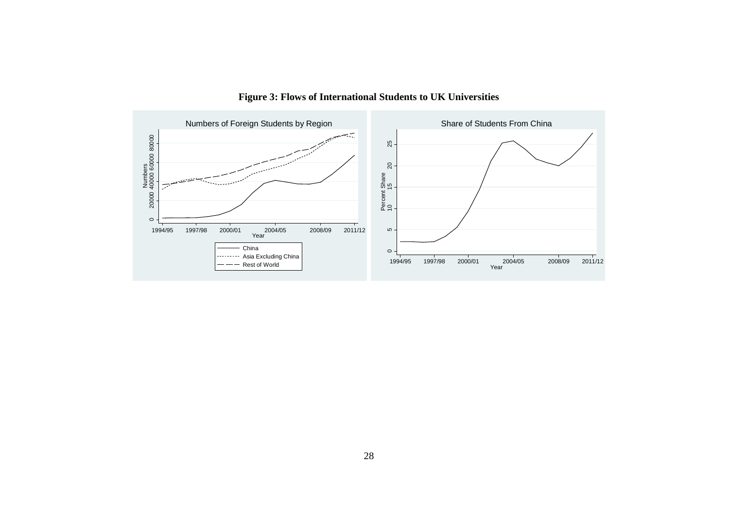**Figure 3: Flows of International Students to UK Universities**

Numbers of Foreign Students by Region

Share of Students From China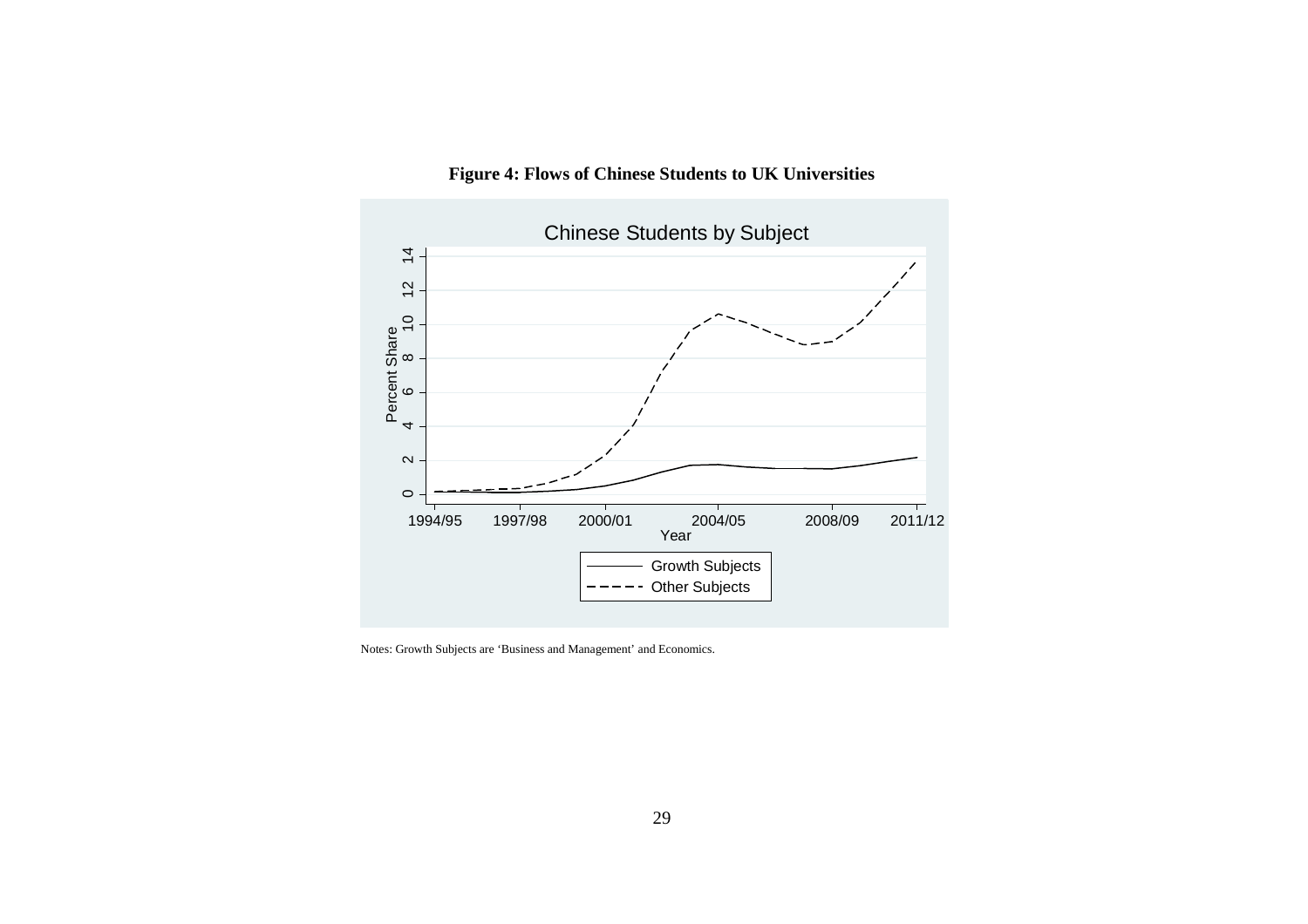**Figure 4: Flows of Chinese Students to UK Universities**

Notes: Growth Subjects are 'Business and Management' and Economics.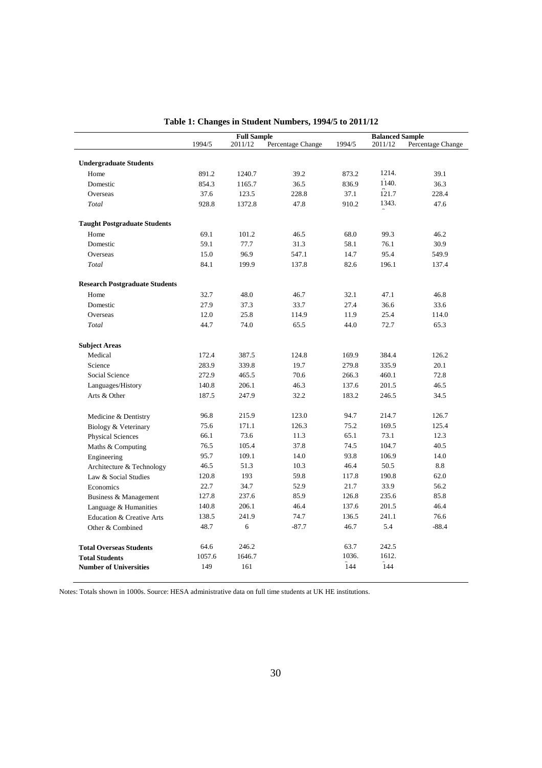**Table 1: Changes in Student Numbers, 1994/5 to 2011/12**

| | Full Sample | | | Balanced Sample | | |
|---|---|---|---|---|---|---|
| | 1994/5 | 2011/12 | Percentage Change | 1994/5 | 2011/12 | Percentage Change |
| **Undergraduate Students** | | | | | | |
| Home | 891.2 | 1240.7 | 39.2 | 873.2 | 1214. | 39.1 |
| Domestic | 854.3 | 1165.7 | 36.5 | 836.9 | 1140. | 36.3 |
| Overseas | 37.6 | 123.5 | 228.8 | 37.1 | 121.7 | 228.4 |
| *Total* | 928.8 | 1372.8 | 47.8 | 910.2 | 1343. | 47.6 |
| **Taught Postgraduate Students** | | | | | | |
| Home | 69.1 | 101.2 | 46.5 | 68.0 | 99.3 | 46.2 |
| Domestic | 59.1 | 77.7 | 31.3 | 58.1 | 76.1 | 30.9 |
| Overseas | 15.0 | 96.9 | 547.1 | 14.7 | 95.4 | 549.9 |
| *Total* | 84.1 | 199.9 | 137.8 | 82.6 | 196.1 | 137.4 |
| **Research Postgraduate Students** | | | | | | |
| Home | 32.7 | 48.0 | 46.7 | 32.1 | 47.1 | 46.8 |
| Domestic | 27.9 | 37.3 | 33.7 | 27.4 | 36.6 | 33.6 |
| Overseas | 12.0 | 25.8 | 114.9 | 11.9 | 25.4 | 114.0 |
| *Total* | 44.7 | 74.0 | 65.5 | 44.0 | 72.7 | 65.3 |
| **Subject Areas** | | | | | | |
| Medical | 172.4 | 387.5 | 124.8 | 169.9 | 384.4 | 126.2 |
| Science | 283.9 | 339.8 | 19.7 | 279.8 | 335.9 | 20.1 |
| Social Science | 272.9 | 465.5 | 70.6 | 266.3 | 460.1 | 72.8 |
| Languages/History | 140.8 | 206.1 | 46.3 | 137.6 | 201.5 | 46.5 |
| Arts & Other | 187.5 | 247.9 | 32.2 | 183.2 | 246.5 | 34.5 |
| | | | | | | |
| Medicine & Dentistry | 96.8 | 215.9 | 123.0 | 94.7 | 214.7 | 126.7 |
| Biology & Veterinary | 75.6 | 171.1 | 126.3 | 75.2 | 169.5 | 125.4 |
| Physical Sciences | 66.1 | 73.6 | 11.3 | 65.1 | 73.1 | 12.3 |
| Maths & Computing | 76.5 | 105.4 | 37.8 | 74.5 | 104.7 | 40.5 |
| Engineering | 95.7 | 109.1 | 14.0 | 93.8 | 106.9 | 14.0 |
| Architecture & Technology | 46.5 | 51.3 | 10.3 | 46.4 | 50.5 | 8.8 |
| Law & Social Studies | 120.8 | 193 | 59.8 | 117.8 | 190.8 | 62.0 |
| Economics | 22.7 | 34.7 | 52.9 | 21.7 | 33.9 | 56.2 |
| Business & Management | 127.8 | 237.6 | 85.9 | 126.8 | 235.6 | 85.8 |
| Language & Humanities | 140.8 | 206.1 | 46.4 | 137.6 | 201.5 | 46.4 |
| Education & Creative Arts | 138.5 | 241.9 | 74.7 | 136.5 | 241.1 | 76.6 |
| Other & Combined | 48.7 | 6 | -87.7 | 46.7 | 5.4 | -88.4 |
| | | | | | | |
| **Total Overseas Students** | 64.6 | 246.2 | | 63.7 | 242.5 | |
| **Total Students** | 1057.6 | 1646.7 | | 1036. | 1612. | |
| **Number of Universities** | 149 | 161 | | 144 | 144 | |

Notes: Totals shown in 1000s. Source: HESA administrative data on full time students at UK HE institutions.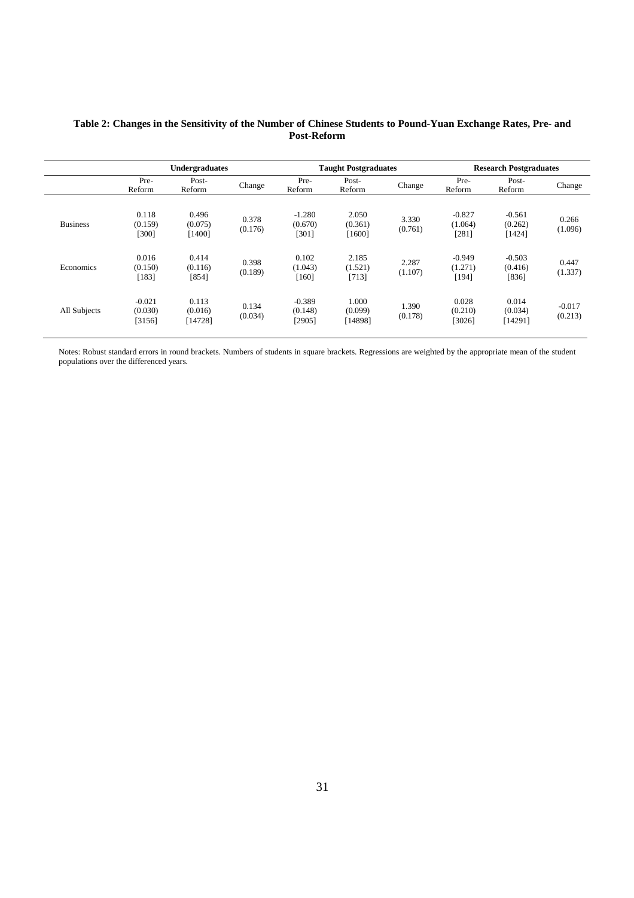**Table 2: Changes in the Sensitivity of the Number of Chinese Students to Pound-Yuan Exchange Rates, Pre- and Post-Reform**

| | Undergraduates | | | Taught Postgraduates | | | Research Postgraduates | | |
|---|---|---|---|---|---|---|---|---|---|
| | Pre-Reform | Post-Reform | Change | Pre-Reform | Post-Reform | Change | Pre-Reform | Post-Reform | Change |
| Business | 0.118 (0.159) [300] | 0.496 (0.075) [1400] | 0.378 (0.176) | -1.280 (0.670) [301] | 2.050 (0.361) [1600] | 3.330 (0.761) | -0.827 (1.064) [281] | -0.561 (0.262) [1424] | 0.266 (1.096) |
| Economics | 0.016 (0.150) [183] | 0.414 (0.116) [854] | 0.398 (0.189) | 0.102 (1.043) [160] | 2.185 (1.521) [713] | 2.287 (1.107) | -0.949 (1.271) [194] | -0.503 (0.416) [836] | 0.447 (1.337) |
| All Subjects | -0.021 (0.030) [3156] | 0.113 (0.016) [14728] | 0.134 (0.034) | -0.389 (0.148) [2905] | 1.000 (0.099) [14898] | 1.390 (0.178) | 0.028 (0.210) [3026] | 0.014 (0.034) [14291] | -0.017 (0.213) |

Notes: Robust standard errors in round brackets. Numbers of students in square brackets. Regressions are weighted by the appropriate mean of the student populations over the differenced years.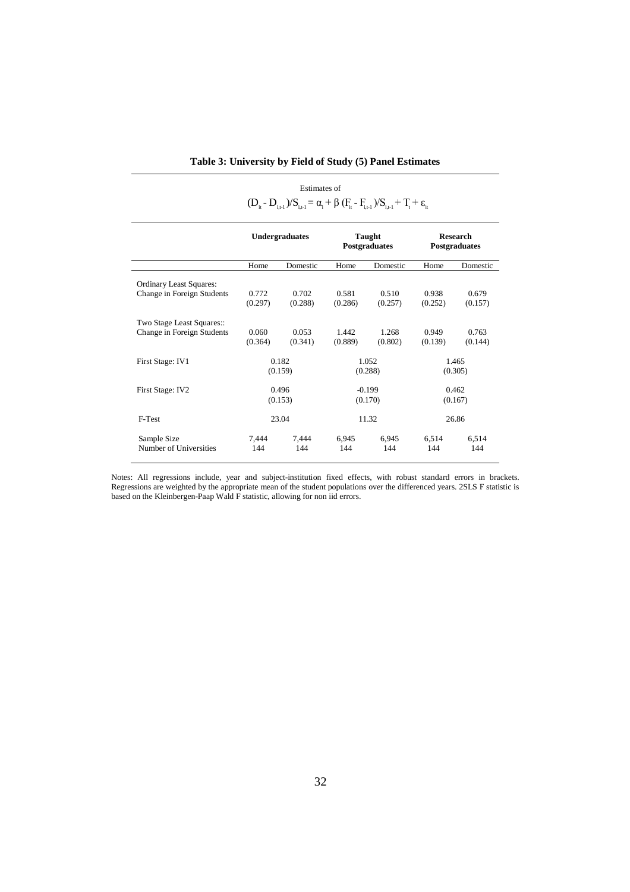## Table 3: University by Field of Study (5) Panel Estimates

Estimates of

$$(D_{it} - D_{i,t-1})/S_{i,t-1} = \alpha_i + \beta\,(F_{it} - F_{i,t-1})/S_{i,t-1} + T_t + \varepsilon_{it}$$

| | Undergraduates | | Taught Postgraduates | | Research Postgraduates | |
|---|---|---|---|---|---|---|
| | Home | Domestic | Home | Domestic | Home | Domestic |
| Ordinary Least Squares: | | | | | | |
| Change in Foreign Students | 0.772 | 0.702 | 0.581 | 0.510 | 0.938 | 0.679 |
| | (0.297) | (0.288) | (0.286) | (0.257) | (0.252) | (0.157) |
| Two Stage Least Squares:: | | | | | | |
| Change in Foreign Students | 0.060 | 0.053 | 1.442 | 1.268 | 0.949 | 0.763 |
| | (0.364) | (0.341) | (0.889) | (0.802) | (0.139) | (0.144) |
| First Stage: IV1 | 0.182 | | 1.052 | | 1.465 | |
| | (0.159) | | (0.288) | | (0.305) | |
| First Stage: IV2 | 0.496 | | -0.199 | | 0.462 | |
| | (0.153) | | (0.170) | | (0.167) | |
| F-Test | 23.04 | | 11.32 | | 26.86 | |
| Sample Size | 7,444 | 7,444 | 6,945 | 6,945 | 6,514 | 6,514 |
| Number of Universities | 144 | 144 | 144 | 144 | 144 | 144 |

Notes: All regressions include, year and subject-institution fixed effects, with robust standard errors in brackets. Regressions are weighted by the appropriate mean of the student populations over the differenced years. 2SLS F statistic is based on the Kleinbergen-Paap Wald F statistic, allowing for non iid errors.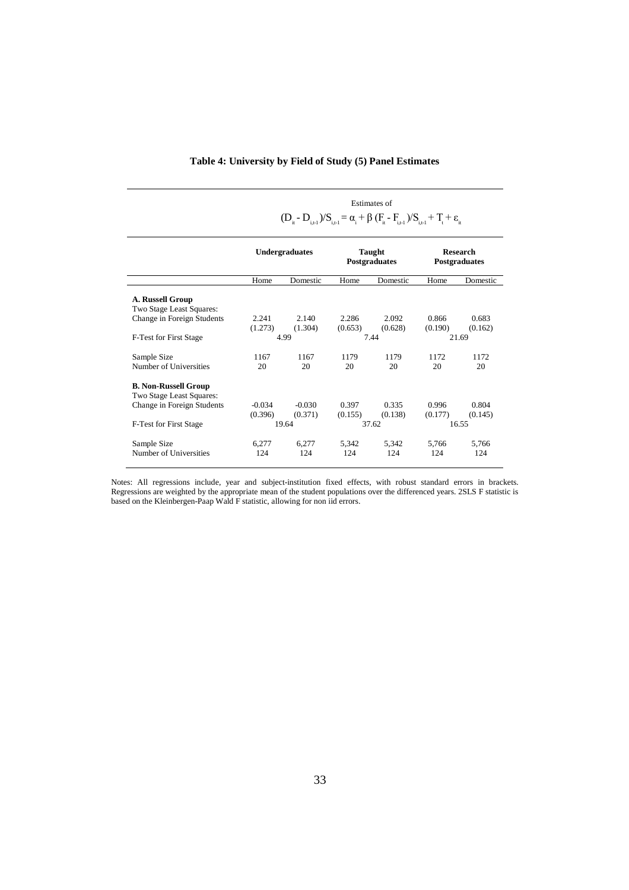**Table 4: University by Field of Study (5) Panel Estimates**

| | Estimates of $(D_{it} - D_{i,t-1})/S_{i,t-1} = \alpha_i + \beta (F_{it} - F_{i,t-1})/S_{i,t-1} + T_t + \varepsilon_{it}$ | | | | | |
|---|---|---|---|---|---|---|
| | **Undergraduates** | | **Taught Postgraduates** | | **Research Postgraduates** | |
| | Home | Domestic | Home | Domestic | Home | Domestic |
| **A. Russell Group** | | | | | | |
| Two Stage Least Squares: | | | | | | |
| Change in Foreign Students | 2.241 | 2.140 | 2.286 | 2.092 | 0.866 | 0.683 |
| | (1.273) | (1.304) | (0.653) | (0.628) | (0.190) | (0.162) |
| F-Test for First Stage | 4.99 | | 7.44 | | 21.69 | |
| Sample Size | 1167 | 1167 | 1179 | 1179 | 1172 | 1172 |
| Number of Universities | 20 | 20 | 20 | 20 | 20 | 20 |
| **B. Non-Russell Group** | | | | | | |
| Two Stage Least Squares: | | | | | | |
| Change in Foreign Students | -0.034 | -0.030 | 0.397 | 0.335 | 0.996 | 0.804 |
| | (0.396) | (0.371) | (0.155) | (0.138) | (0.177) | (0.145) |
| F-Test for First Stage | 19.64 | | 37.62 | | 16.55 | |
| Sample Size | 6,277 | 6,277 | 5,342 | 5,342 | 5,766 | 5,766 |
| Number of Universities | 124 | 124 | 124 | 124 | 124 | 124 |

Notes: All regressions include, year and subject-institution fixed effects, with robust standard errors in brackets. Regressions are weighted by the appropriate mean of the student populations over the differenced years. 2SLS F statistic is based on the Kleinbergen-Paap Wald F statistic, allowing for non iid errors.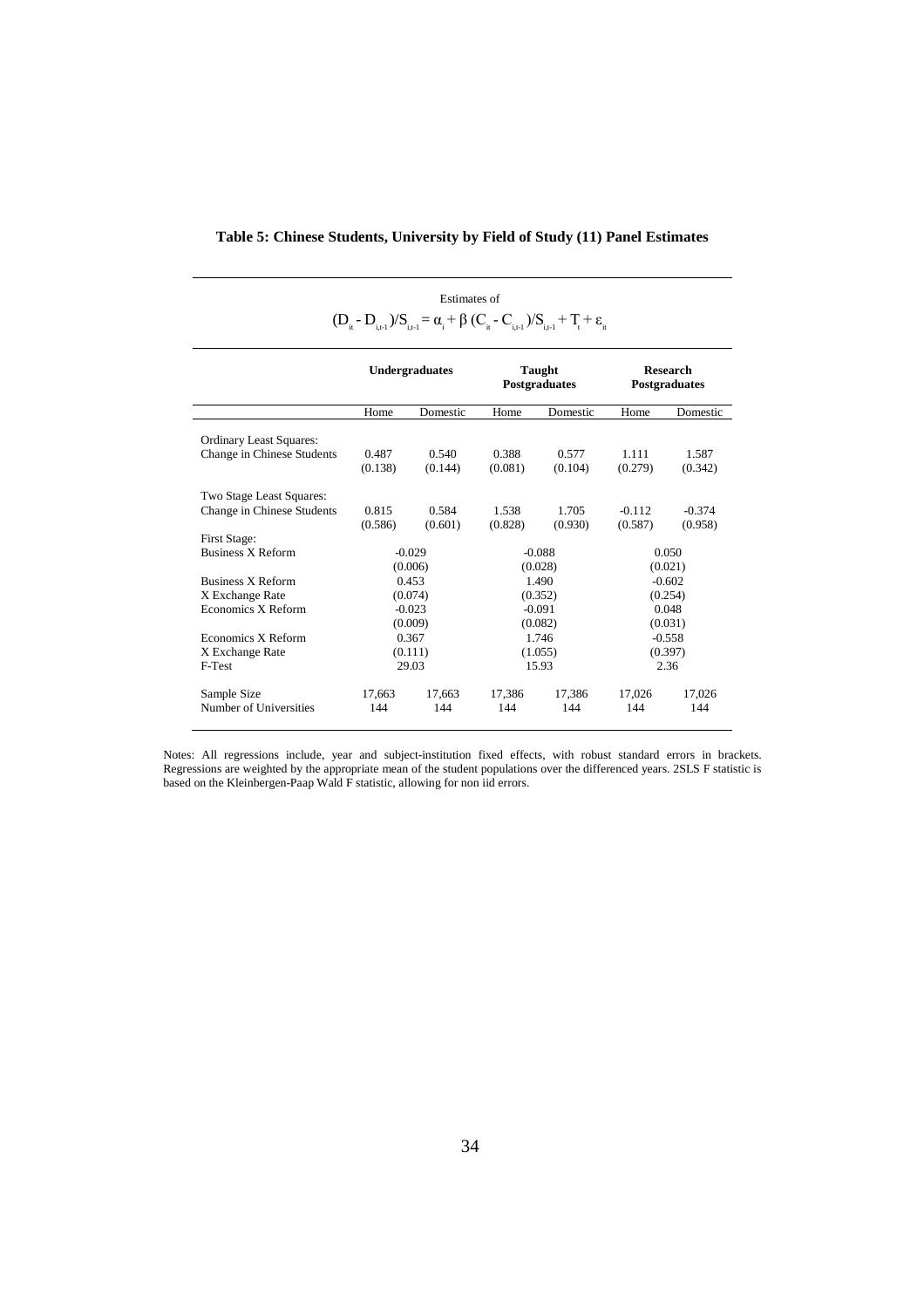**Table 5: Chinese Students, University by Field of Study (11) Panel Estimates**

Estimates of

$$(D_{it} - D_{i,t-1})/S_{i,t-1} = \alpha_i + \beta\,(C_{it} - C_{i,t-1})/S_{i,t-1} + T_t + \varepsilon_{it}$$

| | Undergraduates | | Taught Postgraduates | | Research Postgraduates | |
|---|---|---|---|---|---|---|
| | Home | Domestic | Home | Domestic | Home | Domestic |
| Ordinary Least Squares: | | | | | | |
| Change in Chinese Students | 0.487 | 0.540 | 0.388 | 0.577 | 1.111 | 1.587 |
| | (0.138) | (0.144) | (0.081) | (0.104) | (0.279) | (0.342) |
| Two Stage Least Squares: | | | | | | |
| Change in Chinese Students | 0.815 | 0.584 | 1.538 | 1.705 | -0.112 | -0.374 |
| | (0.586) | (0.601) | (0.828) | (0.930) | (0.587) | (0.958) |
| First Stage: | | | | | | |
| Business X Reform | -0.029 | | -0.088 | | 0.050 | |
| | (0.006) | | (0.028) | | (0.021) | |
| Business X Reform | 0.453 | | 1.490 | | -0.602 | |
| X Exchange Rate | (0.074) | | (0.352) | | (0.254) | |
| Economics X Reform | -0.023 | | -0.091 | | 0.048 | |
| | (0.009) | | (0.082) | | (0.031) | |
| Economics X Reform | 0.367 | | 1.746 | | -0.558 | |
| X Exchange Rate | (0.111) | | (1.055) | | (0.397) | |
| F-Test | 29.03 | | 15.93 | | 2.36 | |
| Sample Size | 17,663 | 17,663 | 17,386 | 17,386 | 17,026 | 17,026 |
| Number of Universities | 144 | 144 | 144 | 144 | 144 | 144 |

Notes: All regressions include, year and subject-institution fixed effects, with robust standard errors in brackets. Regressions are weighted by the appropriate mean of the student populations over the differenced years. 2SLS F statistic is based on the Kleinbergen-Paap Wald F statistic, allowing for non iid errors.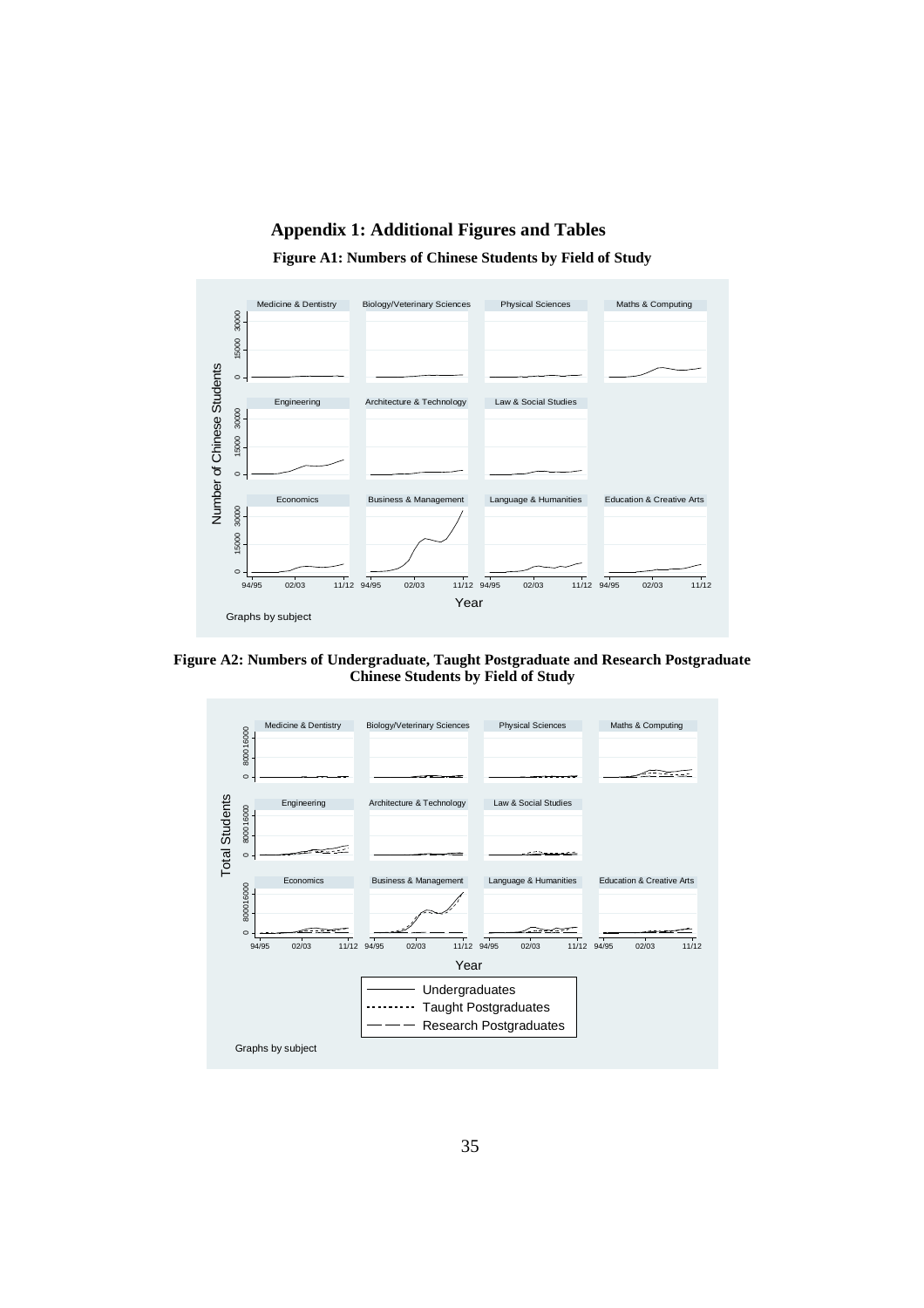## Appendix 1: Additional Figures and Tables

**Figure A1: Numbers of Chinese Students by Field of Study**

**Figure A2: Numbers of Undergraduate, Taught Postgraduate and Research Postgraduate Chinese Students by Field of Study**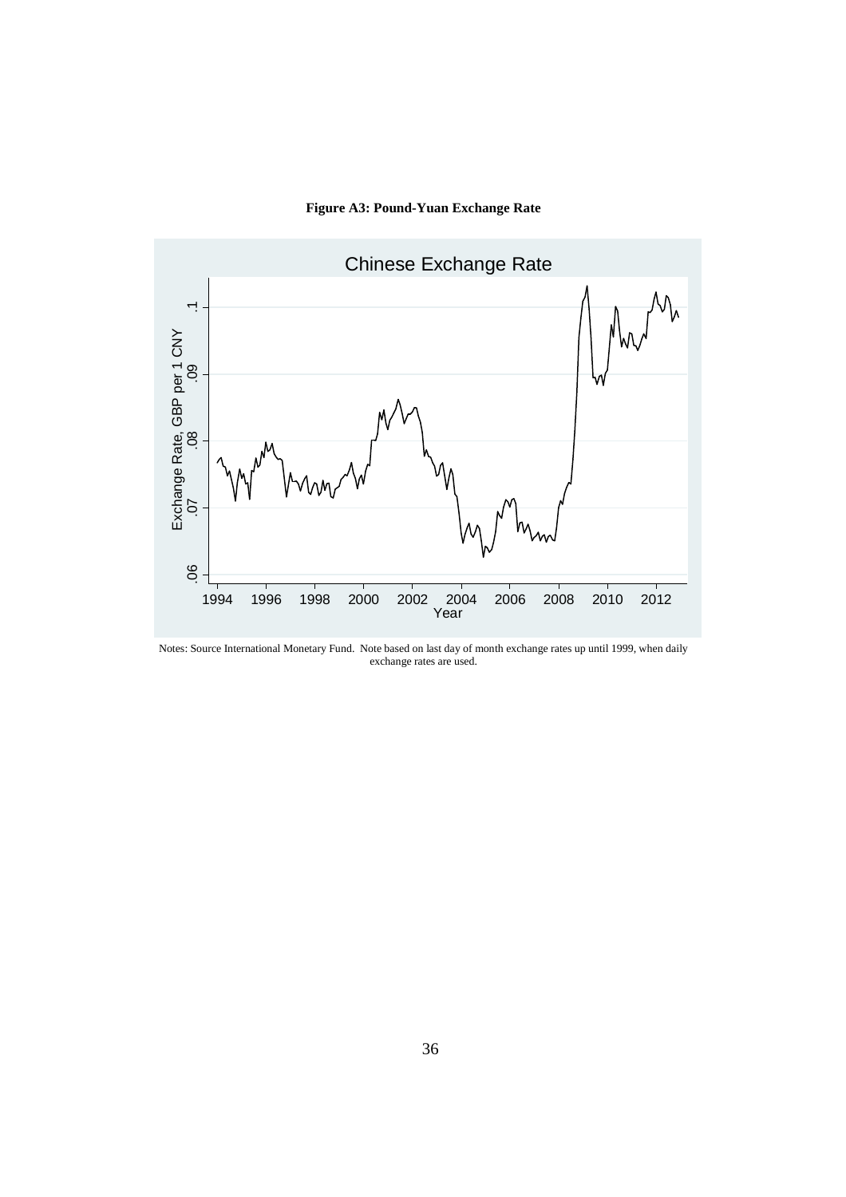**Figure A3: Pound-Yuan Exchange Rate**

Notes: Source International Monetary Fund. Note based on last day of month exchange rates up until 1999, when daily exchange rates are used.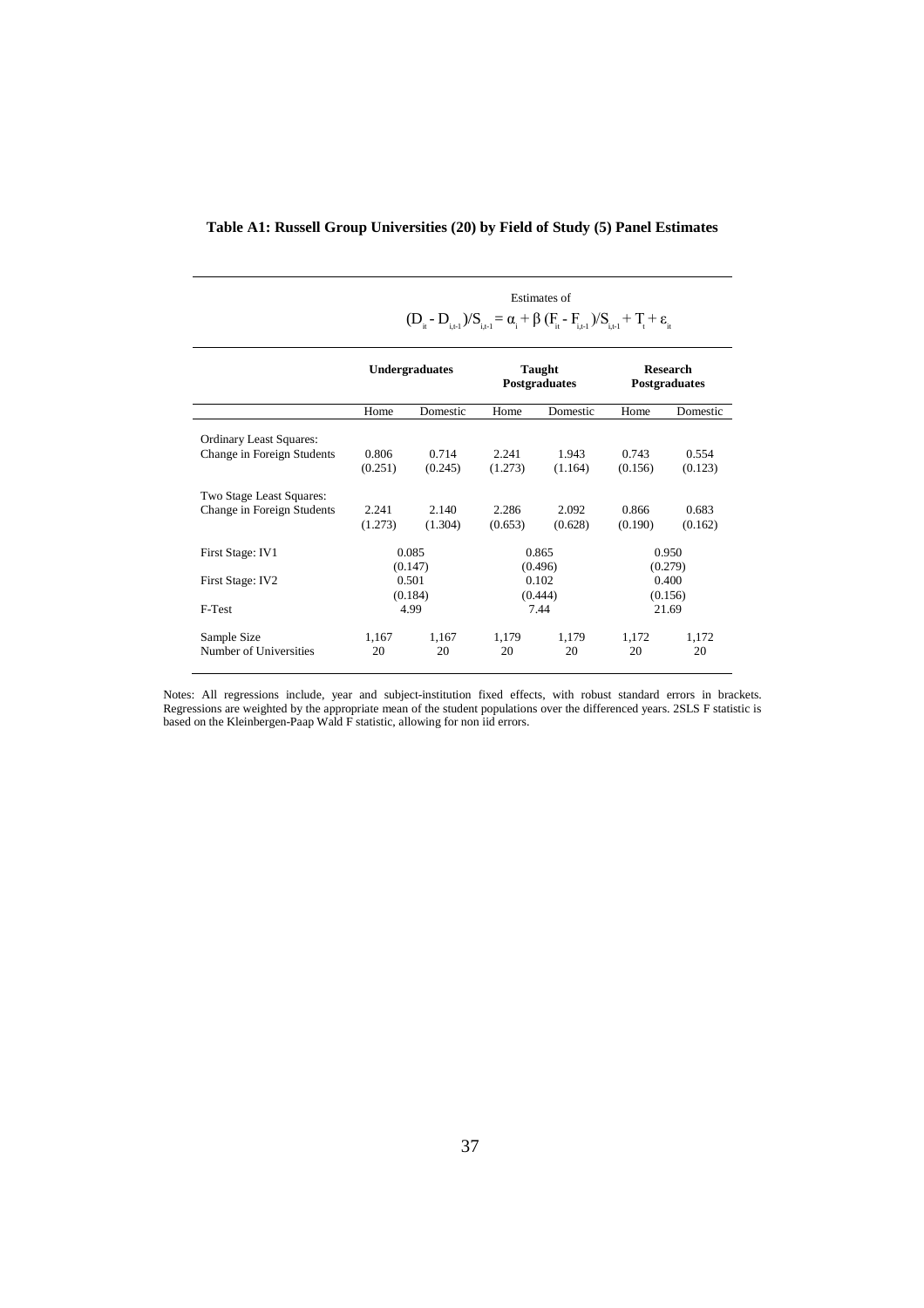**Table A1: Russell Group Universities (20) by Field of Study (5) Panel Estimates**

| | Estimates of $(D_{it} - D_{i,t-1})/S_{i,t-1} = \alpha_i + \beta\,(F_{it} - F_{i,t-1})/S_{i,t-1} + T_t + \varepsilon_{it}$ | | | | | |
|---|---|---|---|---|---|---|
| | **Undergraduates** | | **Taught Postgraduates** | | **Research Postgraduates** | |
| | Home | Domestic | Home | Domestic | Home | Domestic |
| Ordinary Least Squares: | | | | | | |
| Change in Foreign Students | 0.806 | 0.714 | 2.241 | 1.943 | 0.743 | 0.554 |
| | (0.251) | (0.245) | (1.273) | (1.164) | (0.156) | (0.123) |
| Two Stage Least Squares: | | | | | | |
| Change in Foreign Students | 2.241 | 2.140 | 2.286 | 2.092 | 0.866 | 0.683 |
| | (1.273) | (1.304) | (0.653) | (0.628) | (0.190) | (0.162) |
| First Stage: IV1 | 0.085 | | 0.865 | | 0.950 | |
| | (0.147) | | (0.496) | | (0.279) | |
| First Stage: IV2 | 0.501 | | 0.102 | | 0.400 | |
| | (0.184) | | (0.444) | | (0.156) | |
| F-Test | 4.99 | | 7.44 | | 21.69 | |
| Sample Size | 1,167 | 1,167 | 1,179 | 1,179 | 1,172 | 1,172 |
| Number of Universities | 20 | 20 | 20 | 20 | 20 | 20 |

Notes: All regressions include, year and subject-institution fixed effects, with robust standard errors in brackets. Regressions are weighted by the appropriate mean of the student populations over the differenced years. 2SLS F statistic is based on the Kleinbergen-Paap Wald F statistic, allowing for non iid errors.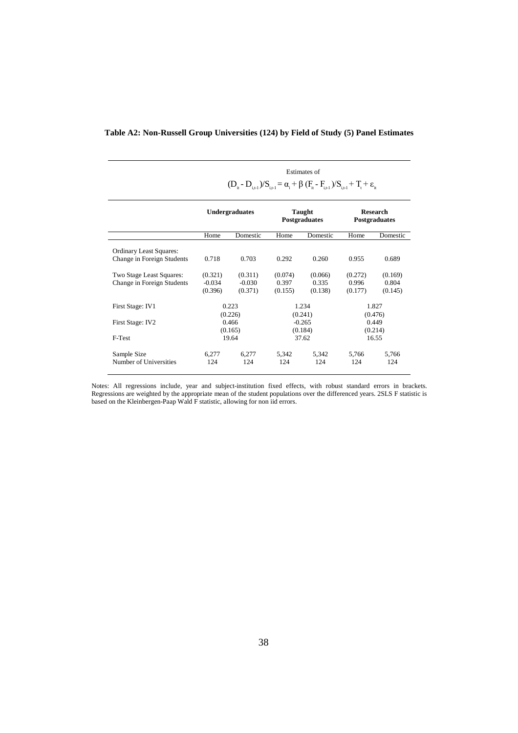**Table A2: Non-Russell Group Universities (124) by Field of Study (5) Panel Estimates**

| | Estimates of $(D_{it} - D_{i,t-1})/S_{i,t-1} = \alpha_i + \beta\,(F_{it} - F_{i,t-1})/S_{i,t-1} + T_t + \varepsilon_{it}$ | | | | | |
|---|---|---|---|---|---|---|
| | **Undergraduates** | | **Taught Postgraduates** | | **Research Postgraduates** | |
| | Home | Domestic | Home | Domestic | Home | Domestic |
| Ordinary Least Squares: Change in Foreign Students | 0.718 | 0.703 | 0.292 | 0.260 | 0.955 | 0.689 |
| | (0.321) | (0.311) | (0.074) | (0.066) | (0.272) | (0.169) |
| Two Stage Least Squares: Change in Foreign Students | -0.034 | -0.030 | 0.397 | 0.335 | 0.996 | 0.804 |
| | (0.396) | (0.371) | (0.155) | (0.138) | (0.177) | (0.145) |
| First Stage: IV1 | 0.223 | | 1.234 | | 1.827 | |
| | (0.226) | | (0.241) | | (0.476) | |
| First Stage: IV2 | 0.466 | | -0.265 | | 0.449 | |
| | (0.165) | | (0.184) | | (0.214) | |
| F-Test | 19.64 | | 37.62 | | 16.55 | |
| Sample Size | 6,277 | 6,277 | 5,342 | 5,342 | 5,766 | 5,766 |
| Number of Universities | 124 | 124 | 124 | 124 | 124 | 124 |

Notes: All regressions include, year and subject-institution fixed effects, with robust standard errors in brackets. Regressions are weighted by the appropriate mean of the student populations over the differenced years. 2SLS F statistic is based on the Kleinbergen-Paap Wald F statistic, allowing for non iid errors.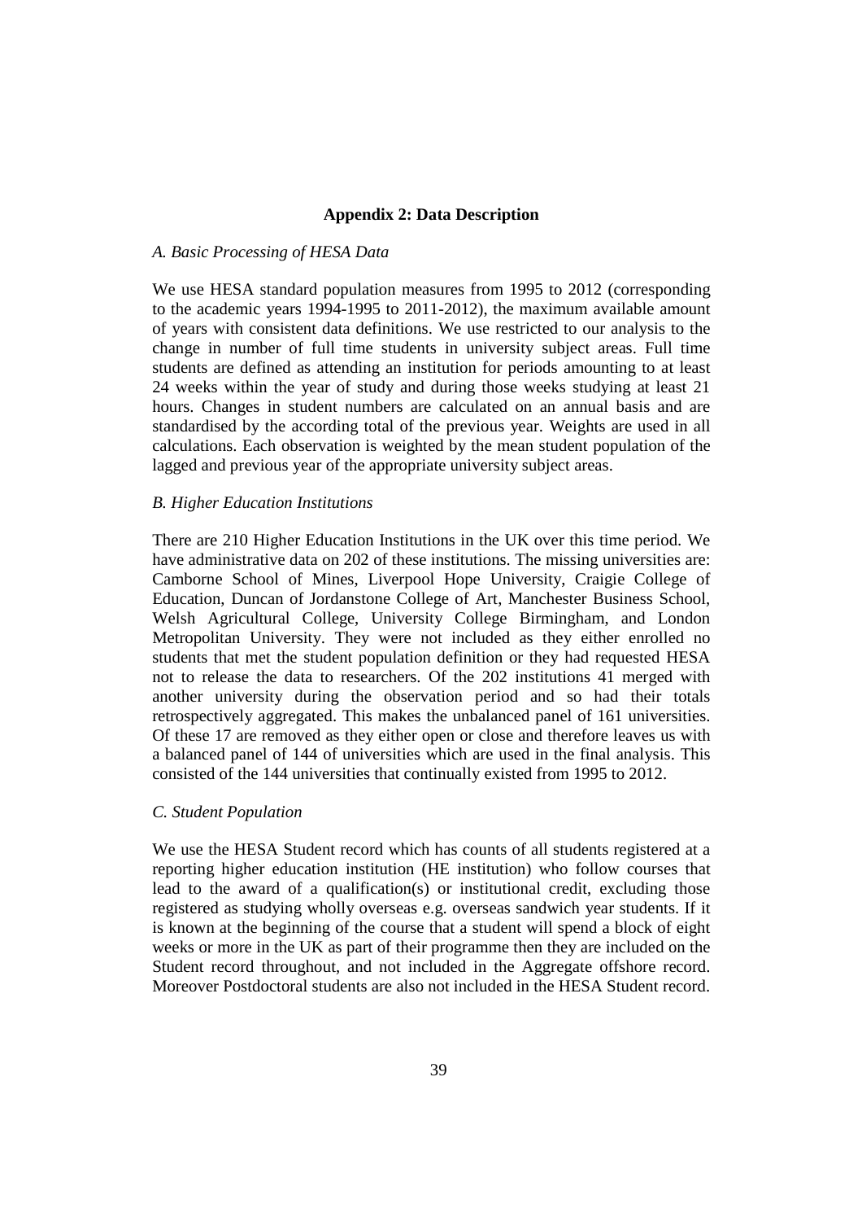## Appendix 2: Data Description

*A. Basic Processing of HESA Data*

We use HESA standard population measures from 1995 to 2012 (corresponding to the academic years 1994-1995 to 2011-2012), the maximum available amount of years with consistent data definitions. We use restricted to our analysis to the change in number of full time students in university subject areas. Full time students are defined as attending an institution for periods amounting to at least 24 weeks within the year of study and during those weeks studying at least 21 hours. Changes in student numbers are calculated on an annual basis and are standardised by the according total of the previous year. Weights are used in all calculations. Each observation is weighted by the mean student population of the lagged and previous year of the appropriate university subject areas.

*B. Higher Education Institutions*

There are 210 Higher Education Institutions in the UK over this time period. We have administrative data on 202 of these institutions. The missing universities are: Camborne School of Mines, Liverpool Hope University, Craigie College of Education, Duncan of Jordanstone College of Art, Manchester Business School, Welsh Agricultural College, University College Birmingham, and London Metropolitan University. They were not included as they either enrolled no students that met the student population definition or they had requested HESA not to release the data to researchers. Of the 202 institutions 41 merged with another university during the observation period and so had their totals retrospectively aggregated. This makes the unbalanced panel of 161 universities. Of these 17 are removed as they either open or close and therefore leaves us with a balanced panel of 144 of universities which are used in the final analysis. This consisted of the 144 universities that continually existed from 1995 to 2012.

*C. Student Population*

We use the HESA Student record which has counts of all students registered at a reporting higher education institution (HE institution) who follow courses that lead to the award of a qualification(s) or institutional credit, excluding those registered as studying wholly overseas e.g. overseas sandwich year students. If it is known at the beginning of the course that a student will spend a block of eight weeks or more in the UK as part of their programme then they are included on the Student record throughout, and not included in the Aggregate offshore record. Moreover Postdoctoral students are also not included in the HESA Student record.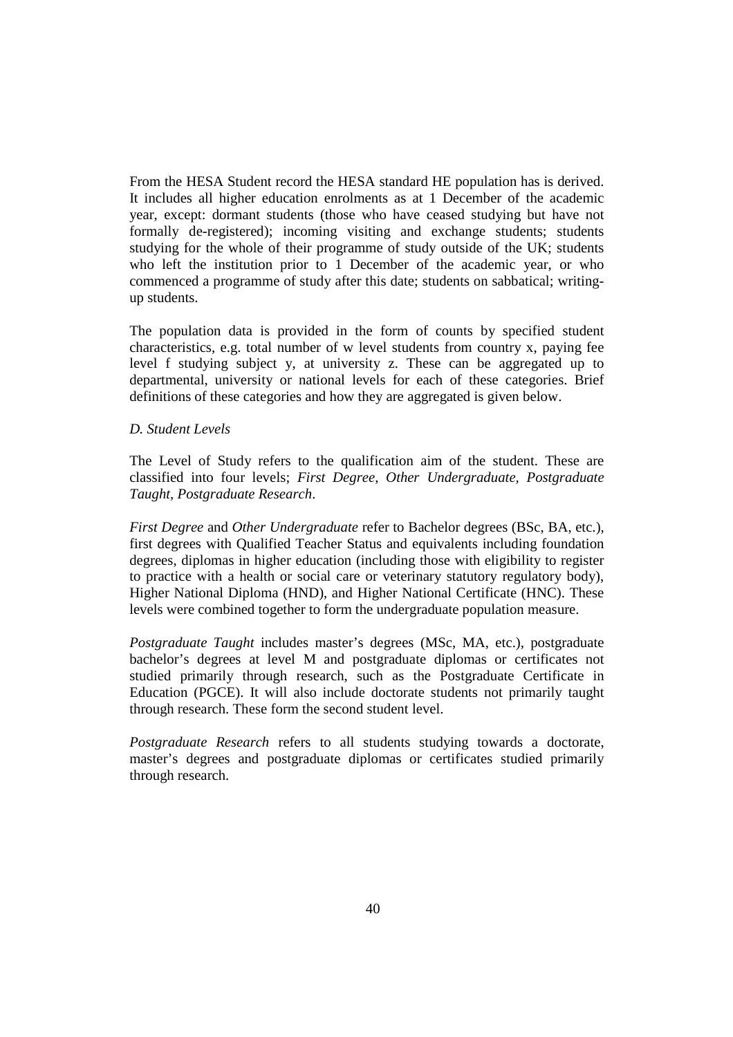From the HESA Student record the HESA standard HE population has is derived. It includes all higher education enrolments as at 1 December of the academic year, except: dormant students (those who have ceased studying but have not formally de-registered); incoming visiting and exchange students; students studying for the whole of their programme of study outside of the UK; students who left the institution prior to 1 December of the academic year, or who commenced a programme of study after this date; students on sabbatical; writing-up students.

The population data is provided in the form of counts by specified student characteristics, e.g. total number of w level students from country x, paying fee level f studying subject y, at university z. These can be aggregated up to departmental, university or national levels for each of these categories. Brief definitions of these categories and how they are aggregated is given below.

*D. Student Levels*

The Level of Study refers to the qualification aim of the student. These are classified into four levels; *First Degree, Other Undergraduate, Postgraduate Taught, Postgraduate Research*.

*First Degree* and *Other Undergraduate* refer to Bachelor degrees (BSc, BA, etc.), first degrees with Qualified Teacher Status and equivalents including foundation degrees, diplomas in higher education (including those with eligibility to register to practice with a health or social care or veterinary statutory regulatory body), Higher National Diploma (HND), and Higher National Certificate (HNC). These levels were combined together to form the undergraduate population measure.

*Postgraduate Taught* includes master's degrees (MSc, MA, etc.), postgraduate bachelor's degrees at level M and postgraduate diplomas or certificates not studied primarily through research, such as the Postgraduate Certificate in Education (PGCE). It will also include doctorate students not primarily taught through research. These form the second student level.

*Postgraduate Research* refers to all students studying towards a doctorate, master's degrees and postgraduate diplomas or certificates studied primarily through research.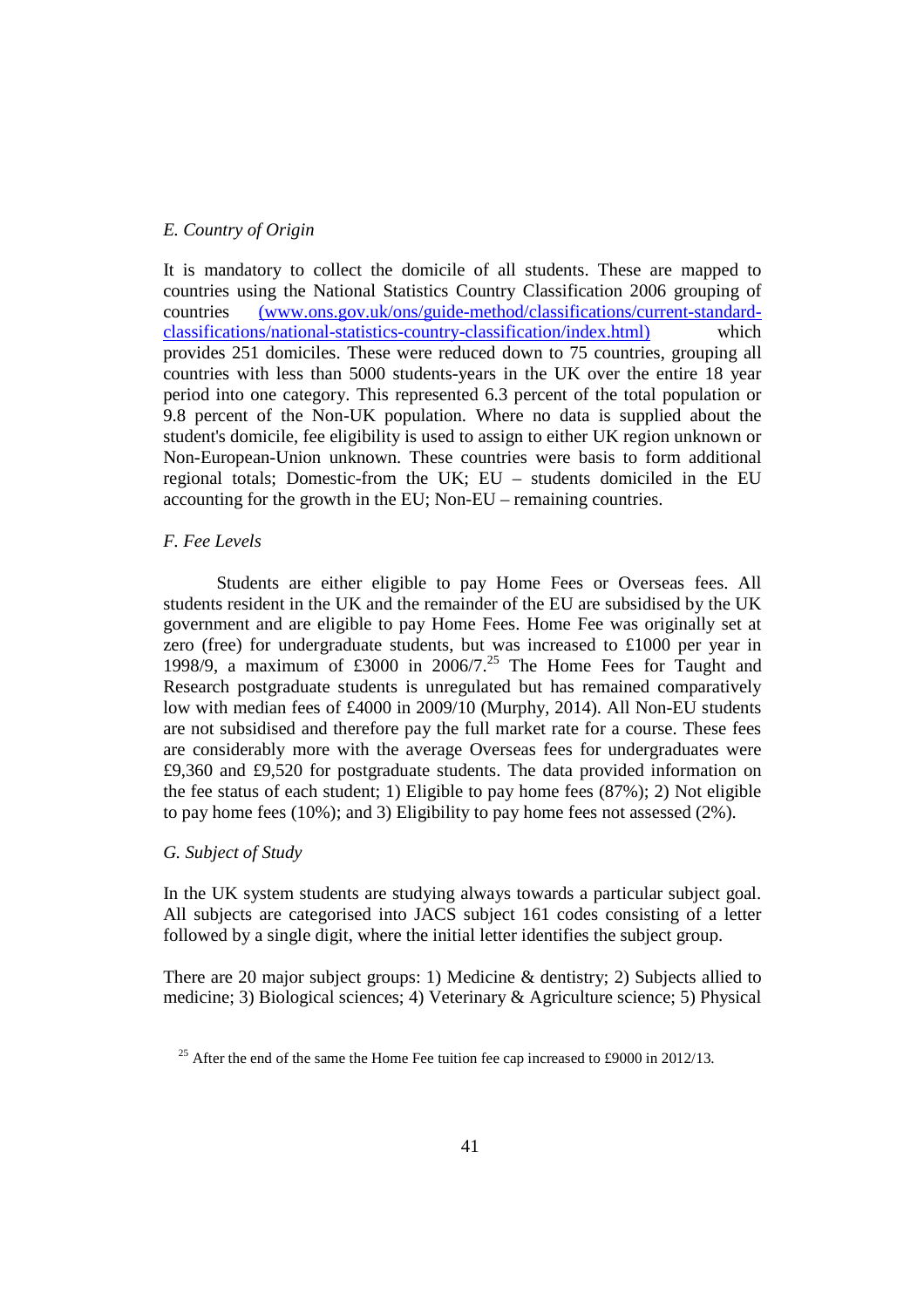*E. Country of Origin*

It is mandatory to collect the domicile of all students. These are mapped to countries using the National Statistics Country Classification 2006 grouping of countries (www.ons.gov.uk/ons/guide-method/classifications/current-standard-classifications/national-statistics-country-classification/index.html) which provides 251 domiciles. These were reduced down to 75 countries, grouping all countries with less than 5000 students-years in the UK over the entire 18 year period into one category. This represented 6.3 percent of the total population or 9.8 percent of the Non-UK population. Where no data is supplied about the student's domicile, fee eligibility is used to assign to either UK region unknown or Non-European-Union unknown. These countries were basis to form additional regional totals; Domestic-from the UK; EU – students domiciled in the EU accounting for the growth in the EU; Non-EU – remaining countries.

*F. Fee Levels*

Students are either eligible to pay Home Fees or Overseas fees. All students resident in the UK and the remainder of the EU are subsidised by the UK government and are eligible to pay Home Fees. Home Fee was originally set at zero (free) for undergraduate students, but was increased to £1000 per year in 1998/9, a maximum of £3000 in 2006/7.[25] The Home Fees for Taught and Research postgraduate students is unregulated but has remained comparatively low with median fees of £4000 in 2009/10 (Murphy, 2014). All Non-EU students are not subsidised and therefore pay the full market rate for a course. These fees are considerably more with the average Overseas fees for undergraduates were £9,360 and £9,520 for postgraduate students. The data provided information on the fee status of each student; 1) Eligible to pay home fees (87%); 2) Not eligible to pay home fees (10%); and 3) Eligibility to pay home fees not assessed (2%).

*G. Subject of Study*

In the UK system students are studying always towards a particular subject goal. All subjects are categorised into JACS subject 161 codes consisting of a letter followed by a single digit, where the initial letter identifies the subject group.

There are 20 major subject groups: 1) Medicine & dentistry; 2) Subjects allied to medicine; 3) Biological sciences; 4) Veterinary & Agriculture science; 5) Physical

[25] After the end of the same the Home Fee tuition fee cap increased to £9000 in 2012/13.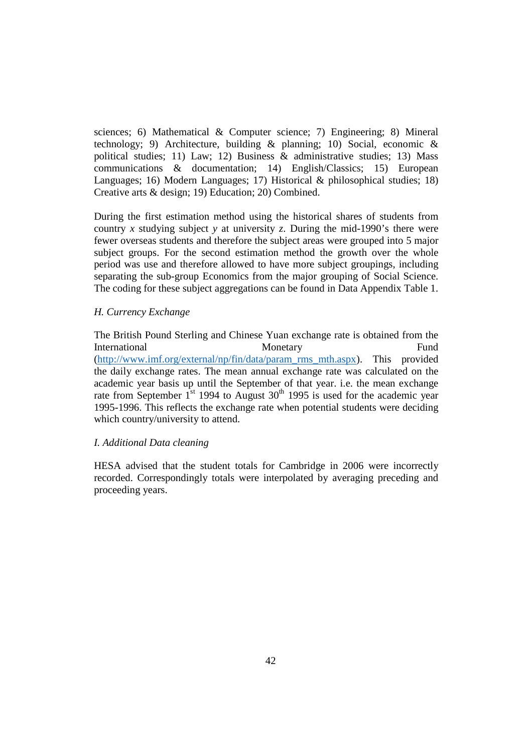sciences; 6) Mathematical & Computer science; 7) Engineering; 8) Mineral technology; 9) Architecture, building & planning; 10) Social, economic & political studies; 11) Law; 12) Business & administrative studies; 13) Mass communications & documentation; 14) English/Classics; 15) European Languages; 16) Modern Languages; 17) Historical & philosophical studies; 18) Creative arts & design; 19) Education; 20) Combined.

During the first estimation method using the historical shares of students from country *x* studying subject *y* at university *z*. During the mid-1990's there were fewer overseas students and therefore the subject areas were grouped into 5 major subject groups. For the second estimation method the growth over the whole period was use and therefore allowed to have more subject groupings, including separating the sub-group Economics from the major grouping of Social Science. The coding for these subject aggregations can be found in Data Appendix Table 1.

*H. Currency Exchange*

The British Pound Sterling and Chinese Yuan exchange rate is obtained from the International Monetary Fund (http://www.imf.org/external/np/fin/data/param_rms_mth.aspx). This provided the daily exchange rates. The mean annual exchange rate was calculated on the academic year basis up until the September of that year. i.e. the mean exchange rate from September 1st 1994 to August 30th 1995 is used for the academic year 1995-1996. This reflects the exchange rate when potential students were deciding which country/university to attend.

*I. Additional Data cleaning*

HESA advised that the student totals for Cambridge in 2006 were incorrectly recorded. Correspondingly totals were interpolated by averaging preceding and proceeding years.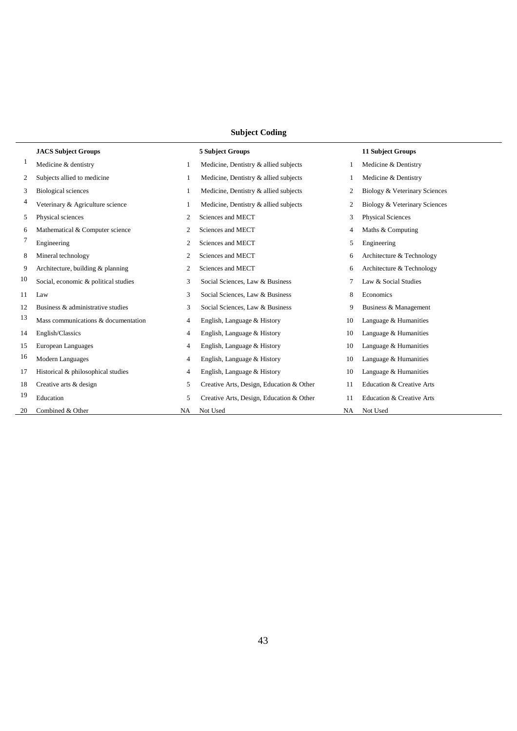**Subject Coding**

| | JACS Subject Groups | | 5 Subject Groups | | 11 Subject Groups |
|---|---|---|---|---|---|
| 1 | Medicine & dentistry | 1 | Medicine, Dentistry & allied subjects | 1 | Medicine & Dentistry |
| 2 | Subjects allied to medicine | 1 | Medicine, Dentistry & allied subjects | 1 | Medicine & Dentistry |
| 3 | Biological sciences | 1 | Medicine, Dentistry & allied subjects | 2 | Biology & Veterinary Sciences |
| 4 | Veterinary & Agriculture science | 1 | Medicine, Dentistry & allied subjects | 2 | Biology & Veterinary Sciences |
| 5 | Physical sciences | 2 | Sciences and MECT | 3 | Physical Sciences |
| 6 | Mathematical & Computer science | 2 | Sciences and MECT | 4 | Maths & Computing |
| 7 | Engineering | 2 | Sciences and MECT | 5 | Engineering |
| 8 | Mineral technology | 2 | Sciences and MECT | 6 | Architecture & Technology |
| 9 | Architecture, building & planning | 2 | Sciences and MECT | 6 | Architecture & Technology |
| 10 | Social, economic & political studies | 3 | Social Sciences, Law & Business | 7 | Law & Social Studies |
| 11 | Law | 3 | Social Sciences, Law & Business | 8 | Economics |
| 12 | Business & administrative studies | 3 | Social Sciences, Law & Business | 9 | Business & Management |
| 13 | Mass communications & documentation | 4 | English, Language & History | 10 | Language & Humanities |
| 14 | English/Classics | 4 | English, Language & History | 10 | Language & Humanities |
| 15 | European Languages | 4 | English, Language & History | 10 | Language & Humanities |
| 16 | Modern Languages | 4 | English, Language & History | 10 | Language & Humanities |
| 17 | Historical & philosophical studies | 4 | English, Language & History | 10 | Language & Humanities |
| 18 | Creative arts & design | 5 | Creative Arts, Design, Education & Other | 11 | Education & Creative Arts |
| 19 | Education | 5 | Creative Arts, Design, Education & Other | 11 | Education & Creative Arts |
| 20 | Combined & Other | NA | Not Used | NA | Not Used |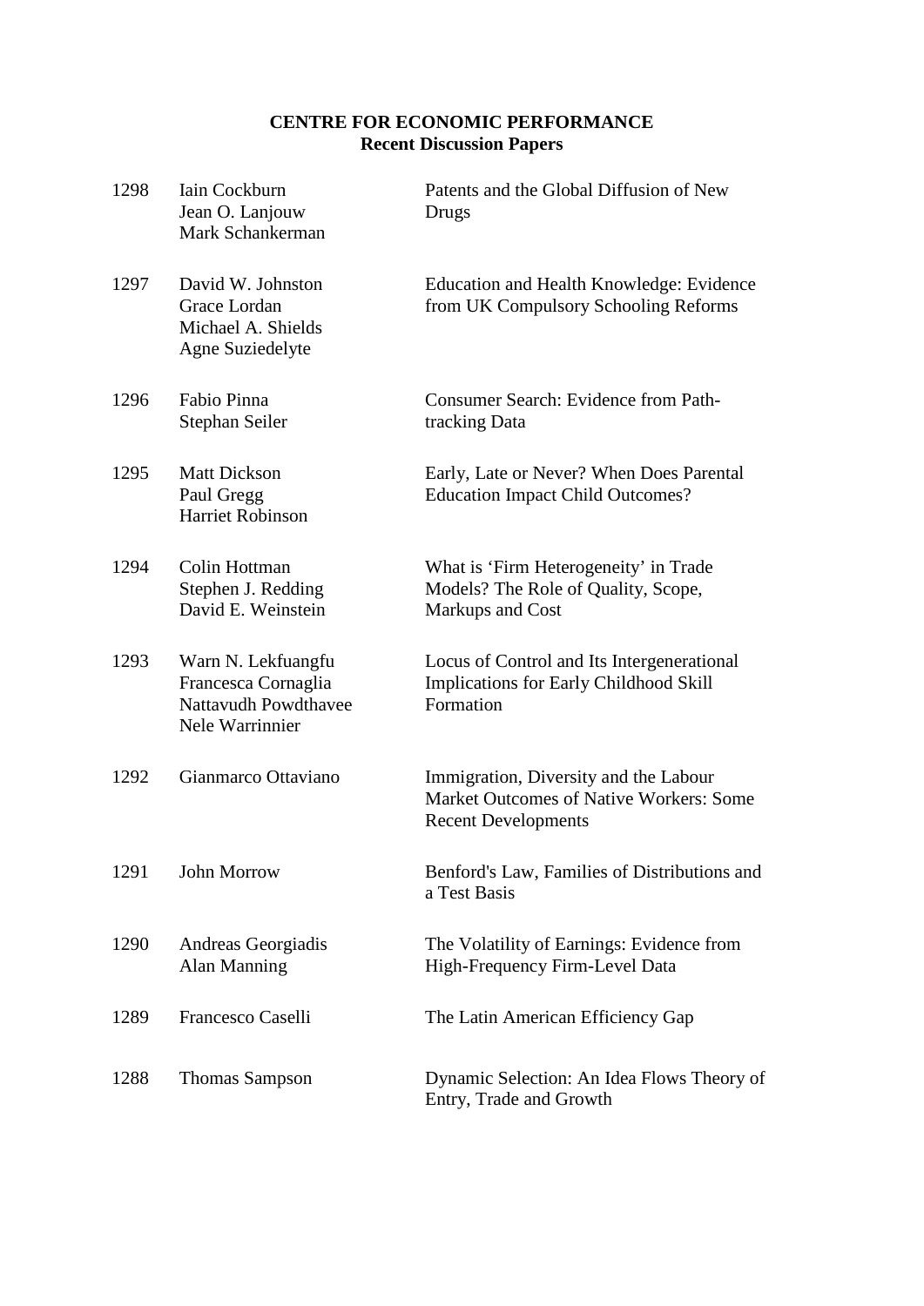# CENTRE FOR ECONOMIC PERFORMANCE
## Recent Discussion Papers

| | | |
|---|---|---|
| 1298 | Iain Cockburn<br>Jean O. Lanjouw<br>Mark Schankerman | Patents and the Global Diffusion of New Drugs |
| 1297 | David W. Johnston<br>Grace Lordan<br>Michael A. Shields<br>Agne Suziedelyte | Education and Health Knowledge: Evidence from UK Compulsory Schooling Reforms |
| 1296 | Fabio Pinna<br>Stephan Seiler | Consumer Search: Evidence from Path-tracking Data |
| 1295 | Matt Dickson<br>Paul Gregg<br>Harriet Robinson | Early, Late or Never? When Does Parental Education Impact Child Outcomes? |
| 1294 | Colin Hottman<br>Stephen J. Redding<br>David E. Weinstein | What is 'Firm Heterogeneity' in Trade Models? The Role of Quality, Scope, Markups and Cost |
| 1293 | Warn N. Lekfuangfu<br>Francesca Cornaglia<br>Nattavudh Powdthavee<br>Nele Warrinnier | Locus of Control and Its Intergenerational Implications for Early Childhood Skill Formation |
| 1292 | Gianmarco Ottaviano | Immigration, Diversity and the Labour Market Outcomes of Native Workers: Some Recent Developments |
| 1291 | John Morrow | Benford's Law, Families of Distributions and a Test Basis |
| 1290 | Andreas Georgiadis<br>Alan Manning | The Volatility of Earnings: Evidence from High-Frequency Firm-Level Data |
| 1289 | Francesco Caselli | The Latin American Efficiency Gap |
| 1288 | Thomas Sampson | Dynamic Selection: An Idea Flows Theory of Entry, Trade and Growth |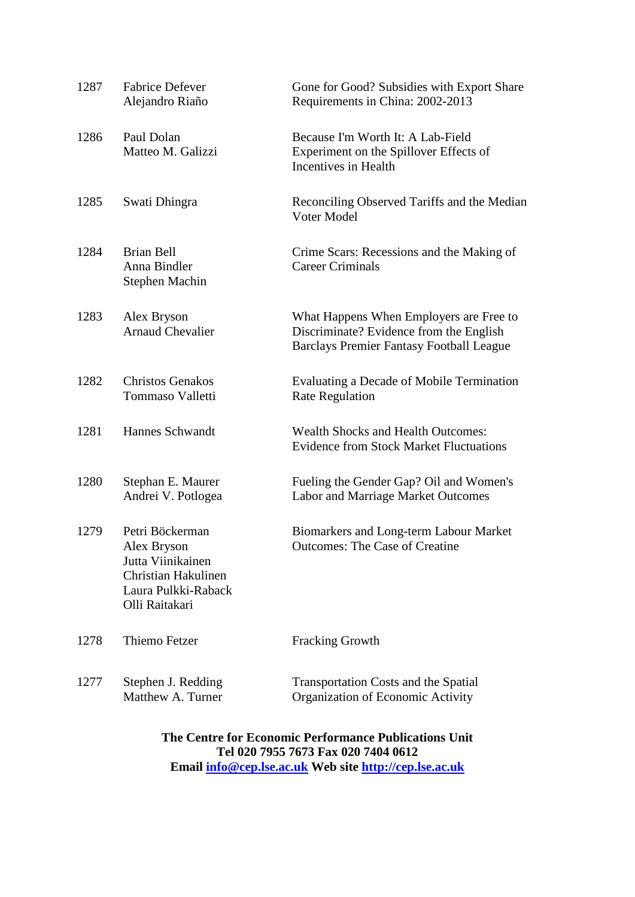| | | |
|---|---|---|
| 1287 | Fabrice Defever<br>Alejandro Riaño | Gone for Good? Subsidies with Export Share Requirements in China: 2002-2013 |
| 1286 | Paul Dolan<br>Matteo M. Galizzi | Because I'm Worth It: A Lab-Field Experiment on the Spillover Effects of Incentives in Health |
| 1285 | Swati Dhingra | Reconciling Observed Tariffs and the Median Voter Model |
| 1284 | Brian Bell<br>Anna Bindler<br>Stephen Machin | Crime Scars: Recessions and the Making of Career Criminals |
| 1283 | Alex Bryson<br>Arnaud Chevalier | What Happens When Employers are Free to Discriminate? Evidence from the English Barclays Premier Fantasy Football League |
| 1282 | Christos Genakos<br>Tommaso Valletti | Evaluating a Decade of Mobile Termination Rate Regulation |
| 1281 | Hannes Schwandt | Wealth Shocks and Health Outcomes: Evidence from Stock Market Fluctuations |
| 1280 | Stephan E. Maurer<br>Andrei V. Potlogea | Fueling the Gender Gap? Oil and Women's Labor and Marriage Market Outcomes |
| 1279 | Petri Böckerman<br>Alex Bryson<br>Jutta Viinikainen<br>Christian Hakulinen<br>Laura Pulkki-Raback<br>Olli Raitakari | Biomarkers and Long-term Labour Market Outcomes: The Case of Creatine |
| 1278 | Thiemo Fetzer | Fracking Growth |
| 1277 | Stephen J. Redding<br>Matthew A. Turner | Transportation Costs and the Spatial Organization of Economic Activity |

**The Centre for Economic Performance Publications Unit**
**Tel 020 7955 7673 Fax 020 7404 0612**
**Email [info@cep.lse.ac.uk](mailto:info@cep.lse.ac.uk) Web site [http://cep.lse.ac.uk](http://cep.lse.ac.uk)**